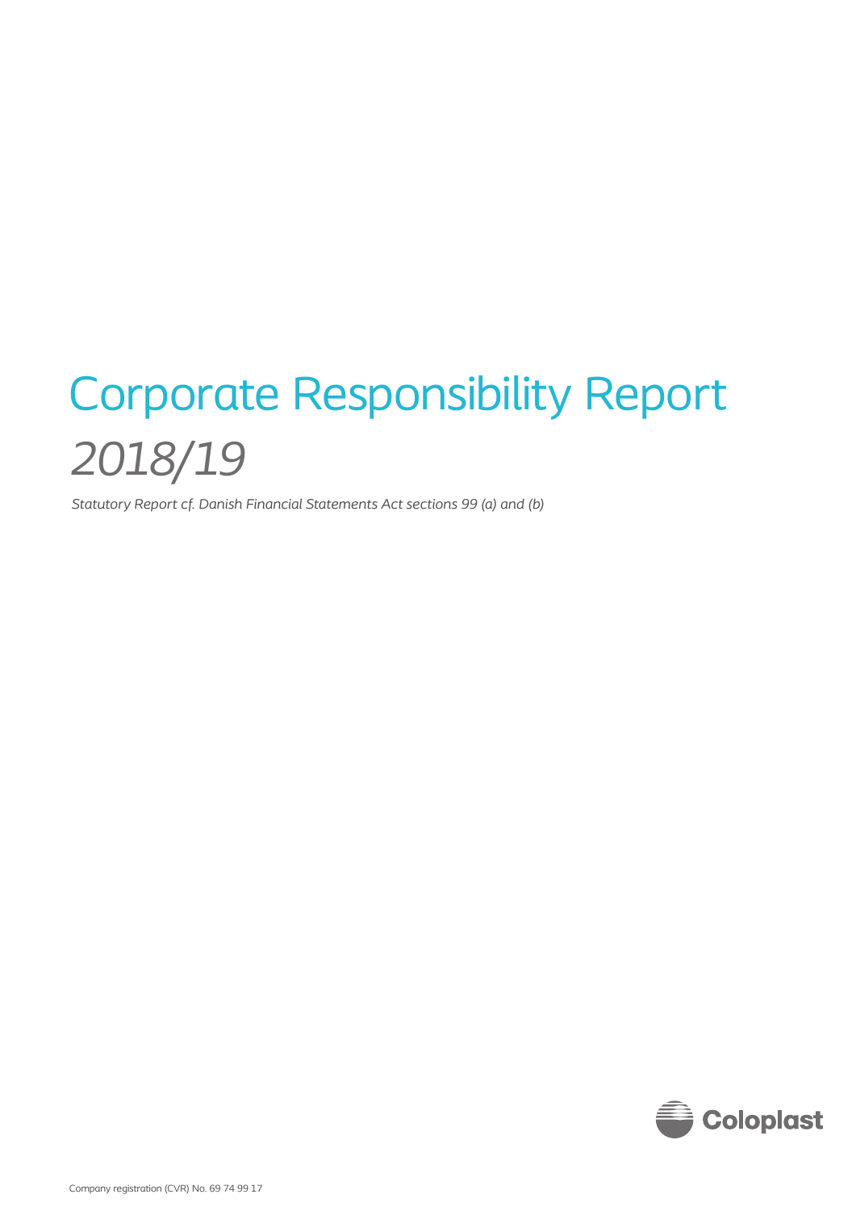# Corporate Responsibility Report

*2018/19*

*Statutory Report cf. Danish Financial Statements Act sections 99 (a) and (b)*

Coloplast

Company registration (CVR) No. 69 74 99 17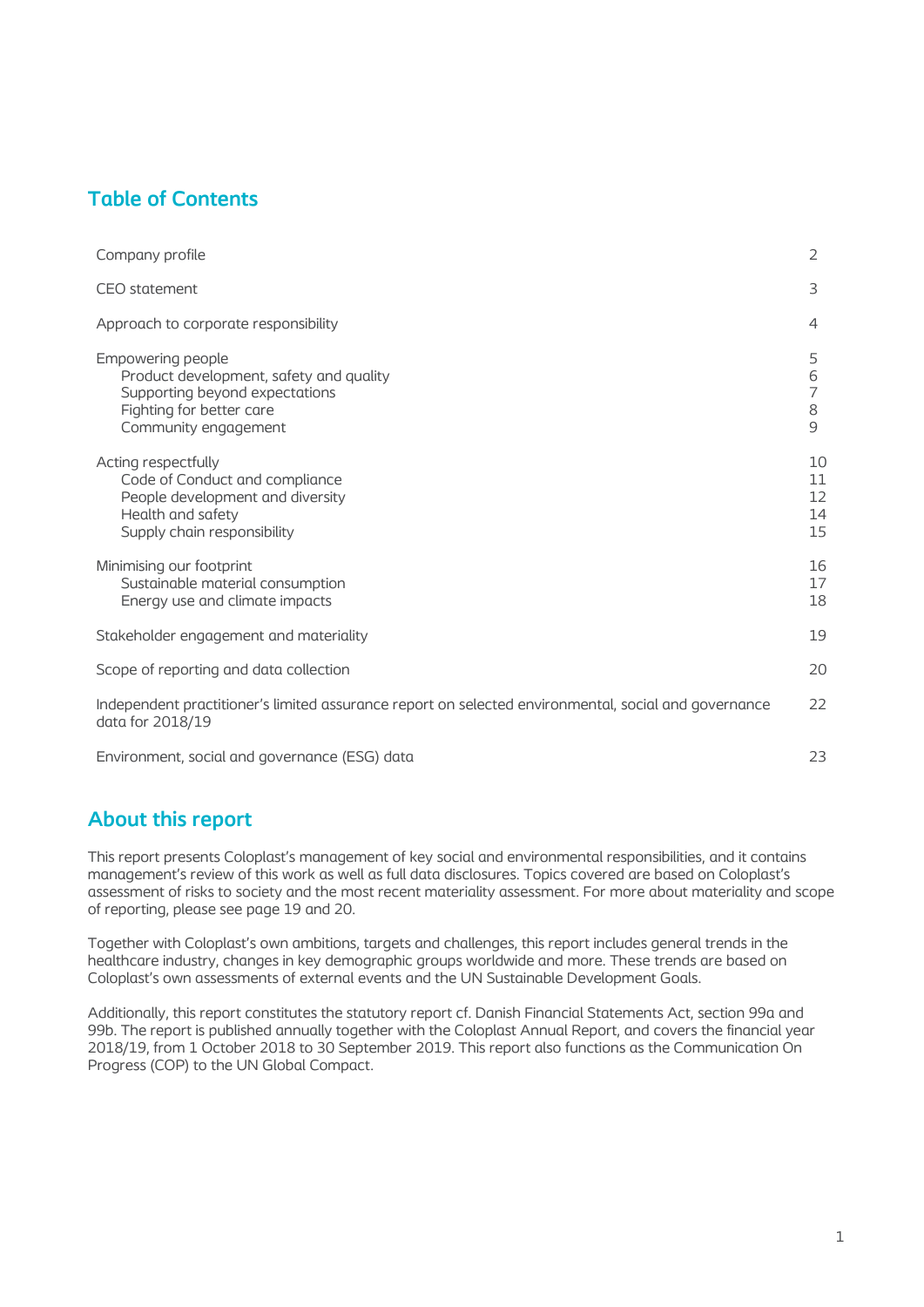## Table of Contents

| | |
|---|---|
| Company profile | 2 |
| CEO statement | 3 |
| Approach to corporate responsibility | 4 |
| Empowering people | 5 |
| Product development, safety and quality | 6 |
| Supporting beyond expectations | 7 |
| Fighting for better care | 8 |
| Community engagement | 9 |
| Acting respectfully | 10 |
| Code of Conduct and compliance | 11 |
| People development and diversity | 12 |
| Health and safety | 14 |
| Supply chain responsibility | 15 |
| Minimising our footprint | 16 |
| Sustainable material consumption | 17 |
| Energy use and climate impacts | 18 |
| Stakeholder engagement and materiality | 19 |
| Scope of reporting and data collection | 20 |
| Independent practitioner's limited assurance report on selected environmental, social and governance data for 2018/19 | 22 |
| Environment, social and governance (ESG) data | 23 |

## About this report

This report presents Coloplast's management of key social and environmental responsibilities, and it contains management's review of this work as well as full data disclosures. Topics covered are based on Coloplast's assessment of risks to society and the most recent materiality assessment. For more about materiality and scope of reporting, please see page 19 and 20.

Together with Coloplast's own ambitions, targets and challenges, this report includes general trends in the healthcare industry, changes in key demographic groups worldwide and more. These trends are based on Coloplast's own assessments of external events and the UN Sustainable Development Goals.

Additionally, this report constitutes the statutory report cf. Danish Financial Statements Act, section 99a and 99b. The report is published annually together with the Coloplast Annual Report, and covers the financial year 2018/19, from 1 October 2018 to 30 September 2019. This report also functions as the Communication On Progress (COP) to the UN Global Compact.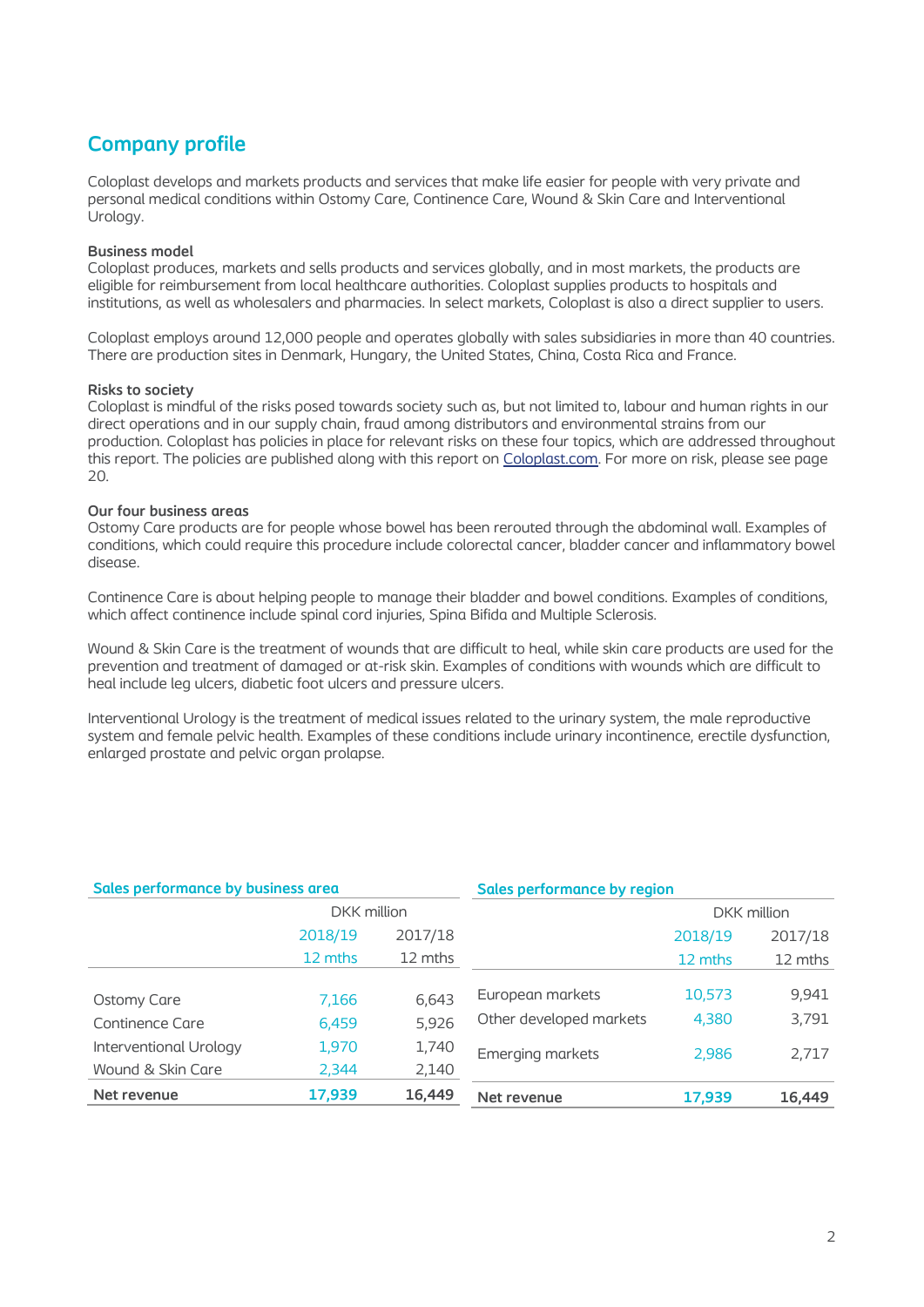# Company profile

Coloplast develops and markets products and services that make life easier for people with very private and personal medical conditions within Ostomy Care, Continence Care, Wound & Skin Care and Interventional Urology.

**Business model**

Coloplast produces, markets and sells products and services globally, and in most markets, the products are eligible for reimbursement from local healthcare authorities. Coloplast supplies products to hospitals and institutions, as well as wholesalers and pharmacies. In select markets, Coloplast is also a direct supplier to users.

Coloplast employs around 12,000 people and operates globally with sales subsidiaries in more than 40 countries. There are production sites in Denmark, Hungary, the United States, China, Costa Rica and France.

**Risks to society**

Coloplast is mindful of the risks posed towards society such as, but not limited to, labour and human rights in our direct operations and in our supply chain, fraud among distributors and environmental strains from our production. Coloplast has policies in place for relevant risks on these four topics, which are addressed throughout this report. The policies are published along with this report on Coloplast.com. For more on risk, please see page 20.

**Our four business areas**

Ostomy Care products are for people whose bowel has been rerouted through the abdominal wall. Examples of conditions, which could require this procedure include colorectal cancer, bladder cancer and inflammatory bowel disease.

Continence Care is about helping people to manage their bladder and bowel conditions. Examples of conditions, which affect continence include spinal cord injuries, Spina Bifida and Multiple Sclerosis.

Wound & Skin Care is the treatment of wounds that are difficult to heal, while skin care products are used for the prevention and treatment of damaged or at-risk skin. Examples of conditions with wounds which are difficult to heal include leg ulcers, diabetic foot ulcers and pressure ulcers.

Interventional Urology is the treatment of medical issues related to the urinary system, the male reproductive system and female pelvic health. Examples of these conditions include urinary incontinence, erectile dysfunction, enlarged prostate and pelvic organ prolapse.

**Sales performance by business area**

| | DKK million | |
|---|---|---|
| | 2018/19 12 mths | 2017/18 12 mths |
| Ostomy Care | 7,166 | 6,643 |
| Continence Care | 6,459 | 5,926 |
| Interventional Urology | 1,970 | 1,740 |
| Wound & Skin Care | 2,344 | 2,140 |
| **Net revenue** | **17,939** | **16,449** |

**Sales performance by region**

| | DKK million | |
|---|---|---|
| | 2018/19 12 mths | 2017/18 12 mths |
| European markets | 10,573 | 9,941 |
| Other developed markets | 4,380 | 3,791 |
| Emerging markets | 2,986 | 2,717 |
| **Net revenue** | **17,939** | **16,449** |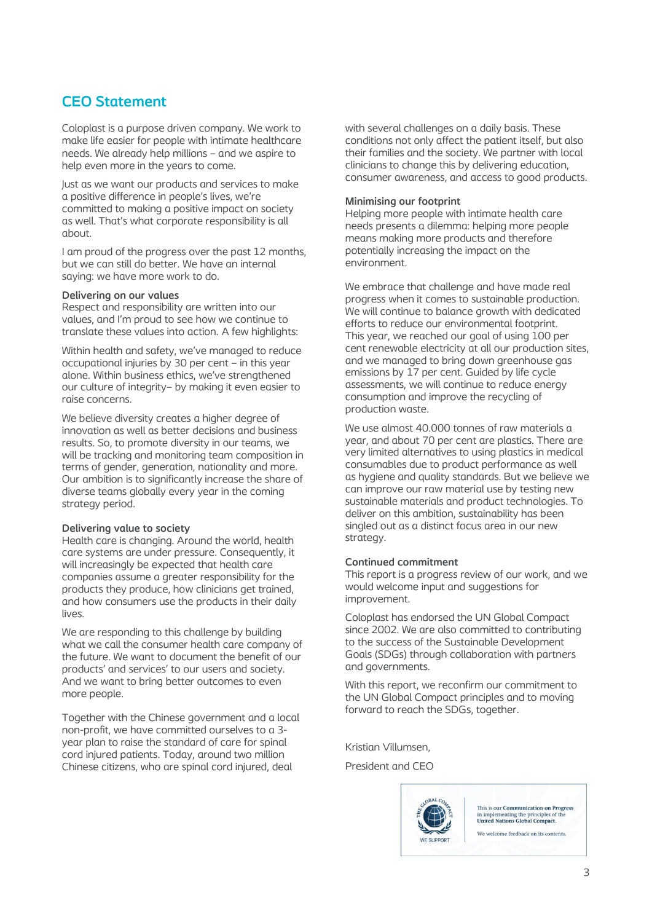# CEO Statement

Coloplast is a purpose driven company. We work to make life easier for people with intimate healthcare needs. We already help millions – and we aspire to help even more in the years to come.

Just as we want our products and services to make a positive difference in people's lives, we're committed to making a positive impact on society as well. That's what corporate responsibility is all about.

I am proud of the progress over the past 12 months, but we can still do better. We have an internal saying: we have more work to do.

### Delivering on our values

Respect and responsibility are written into our values, and I'm proud to see how we continue to translate these values into action. A few highlights:

Within health and safety, we've managed to reduce occupational injuries by 30 per cent – in this year alone. Within business ethics, we've strengthened our culture of integrity– by making it even easier to raise concerns.

We believe diversity creates a higher degree of innovation as well as better decisions and business results. So, to promote diversity in our teams, we will be tracking and monitoring team composition in terms of gender, generation, nationality and more. Our ambition is to significantly increase the share of diverse teams globally every year in the coming strategy period.

### Delivering value to society

Health care is changing. Around the world, health care systems are under pressure. Consequently, it will increasingly be expected that health care companies assume a greater responsibility for the products they produce, how clinicians get trained, and how consumers use the products in their daily lives.

We are responding to this challenge by building what we call the consumer health care company of the future. We want to document the benefit of our products' and services' to our users and society. And we want to bring better outcomes to even more people.

Together with the Chinese government and a local non-profit, we have committed ourselves to a 3-year plan to raise the standard of care for spinal cord injured patients. Today, around two million Chinese citizens, who are spinal cord injured, deal with several challenges on a daily basis. These conditions not only affect the patient itself, but also their families and the society. We partner with local clinicians to change this by delivering education, consumer awareness, and access to good products.

### Minimising our footprint

Helping more people with intimate health care needs presents a dilemma: helping more people means making more products and therefore potentially increasing the impact on the environment.

We embrace that challenge and have made real progress when it comes to sustainable production. We will continue to balance growth with dedicated efforts to reduce our environmental footprint. This year, we reached our goal of using 100 per cent renewable electricity at all our production sites, and we managed to bring down greenhouse gas emissions by 17 per cent. Guided by life cycle assessments, we will continue to reduce energy consumption and improve the recycling of production waste.

We use almost 40.000 tonnes of raw materials a year, and about 70 per cent are plastics. There are very limited alternatives to using plastics in medical consumables due to product performance as well as hygiene and quality standards. But we believe we can improve our raw material use by testing new sustainable materials and product technologies. To deliver on this ambition, sustainability has been singled out as a distinct focus area in our new strategy.

### Continued commitment

This report is a progress review of our work, and we would welcome input and suggestions for improvement.

Coloplast has endorsed the UN Global Compact since 2002. We are also committed to contributing to the success of the Sustainable Development Goals (SDGs) through collaboration with partners and governments.

With this report, we reconfirm our commitment to the UN Global Compact principles and to moving forward to reach the SDGs, together.

Kristian Villumsen,

President and CEO

This is our **Communication on Progress** in implementing the principles of the **United Nations Global Compact**.

We welcome feedback on its contents.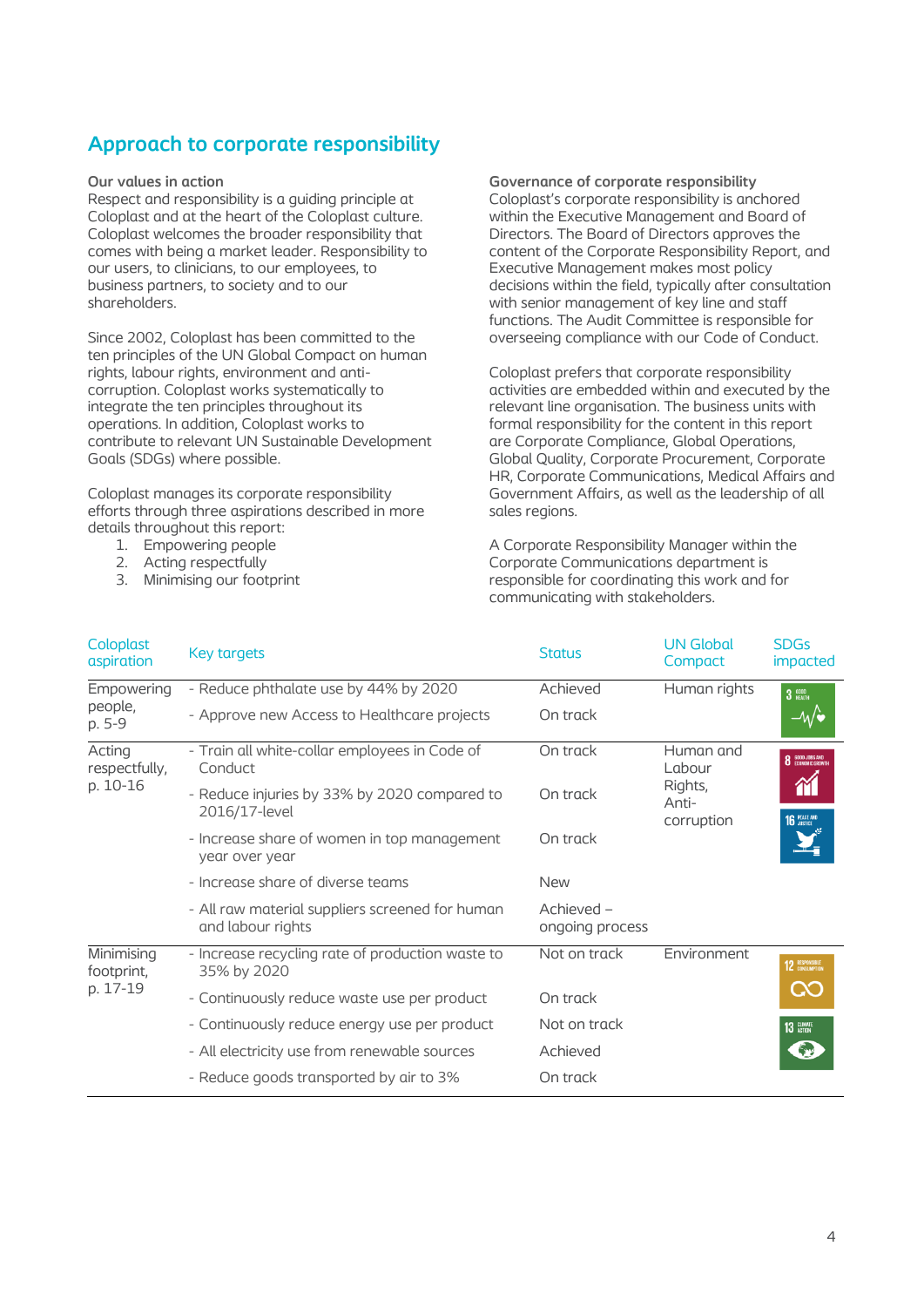## Approach to corporate responsibility

### Our values in action

Respect and responsibility is a guiding principle at Coloplast and at the heart of the Coloplast culture. Coloplast welcomes the broader responsibility that comes with being a market leader. Responsibility to our users, to clinicians, to our employees, to business partners, to society and to our shareholders.

Since 2002, Coloplast has been committed to the ten principles of the UN Global Compact on human rights, labour rights, environment and anti-corruption. Coloplast works systematically to integrate the ten principles throughout its operations. In addition, Coloplast works to contribute to relevant UN Sustainable Development Goals (SDGs) where possible.

Coloplast manages its corporate responsibility efforts through three aspirations described in more details throughout this report:

1. Empowering people
2. Acting respectfully
3. Minimising our footprint

### Governance of corporate responsibility

Coloplast's corporate responsibility is anchored within the Executive Management and Board of Directors. The Board of Directors approves the content of the Corporate Responsibility Report, and Executive Management makes most policy decisions within the field, typically after consultation with senior management of key line and staff functions. The Audit Committee is responsible for overseeing compliance with our Code of Conduct.

Coloplast prefers that corporate responsibility activities are embedded within and executed by the relevant line organisation. The business units with formal responsibility for the content in this report are Corporate Compliance, Global Operations, Global Quality, Corporate Procurement, Corporate HR, Corporate Communications, Medical Affairs and Government Affairs, as well as the leadership of all sales regions.

A Corporate Responsibility Manager within the Corporate Communications department is responsible for coordinating this work and for communicating with stakeholders.

| Coloplast aspiration | Key targets | Status | UN Global Compact | SDGs impacted |
|---|---|---|---|---|
| Empowering people, p. 5-9 | - Reduce phthalate use by 44% by 2020 | Achieved | Human rights | 3 Good health |
| | - Approve new Access to Healthcare projects | On track | | |
| Acting respectfully, p. 10-16 | - Train all white-collar employees in Code of Conduct | On track | Human and Labour Rights, Anti-corruption | 8 Good jobs and economic growth; 16 Peace and justice |
| | - Reduce injuries by 33% by 2020 compared to 2016/17-level | On track | | |
| | - Increase share of women in top management year over year | On track | | |
| | - Increase share of diverse teams | New | | |
| | - All raw material suppliers screened for human and labour rights | Achieved – ongoing process | | |
| Minimising footprint, p. 17-19 | - Increase recycling rate of production waste to 35% by 2020 | Not on track | Environment | 12 Responsible consumption; 13 Climate action |
| | - Continuously reduce waste use per product | On track | | |
| | - Continuously reduce energy use per product | Not on track | | |
| | - All electricity use from renewable sources | Achieved | | |
| | - Reduce goods transported by air to 3% | On track | | |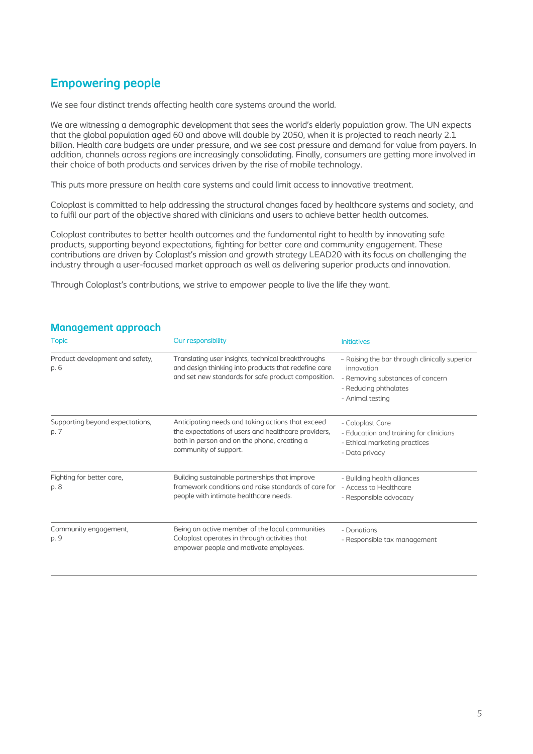## Empowering people

We see four distinct trends affecting health care systems around the world.

We are witnessing a demographic development that sees the world's elderly population grow. The UN expects that the global population aged 60 and above will double by 2050, when it is projected to reach nearly 2.1 billion. Health care budgets are under pressure, and we see cost pressure and demand for value from payers. In addition, channels across regions are increasingly consolidating. Finally, consumers are getting more involved in their choice of both products and services driven by the rise of mobile technology.

This puts more pressure on health care systems and could limit access to innovative treatment.

Coloplast is committed to help addressing the structural changes faced by healthcare systems and society, and to fulfil our part of the objective shared with clinicians and users to achieve better health outcomes.

Coloplast contributes to better health outcomes and the fundamental right to health by innovating safe products, supporting beyond expectations, fighting for better care and community engagement. These contributions are driven by Coloplast's mission and growth strategy LEAD20 with its focus on challenging the industry through a user-focused market approach as well as delivering superior products and innovation.

Through Coloplast's contributions, we strive to empower people to live the life they want.

## Management approach

| Topic | Our responsibility | Initiatives |
|---|---|---|
| Product development and safety, p. 6 | Translating user insights, technical breakthroughs and design thinking into products that redefine care and set new standards for safe product composition. | - Raising the bar through clinically superior innovation<br>- Removing substances of concern<br>- Reducing phthalates<br>- Animal testing |
| Supporting beyond expectations, p. 7 | Anticipating needs and taking actions that exceed the expectations of users and healthcare providers, both in person and on the phone, creating a community of support. | - Coloplast Care<br>- Education and training for clinicians<br>- Ethical marketing practices<br>- Data privacy |
| Fighting for better care, p. 8 | Building sustainable partnerships that improve framework conditions and raise standards of care for people with intimate healthcare needs. | - Building health alliances<br>- Access to Healthcare<br>- Responsible advocacy |
| Community engagement, p. 9 | Being an active member of the local communities Coloplast operates in through activities that empower people and motivate employees. | - Donations<br>- Responsible tax management |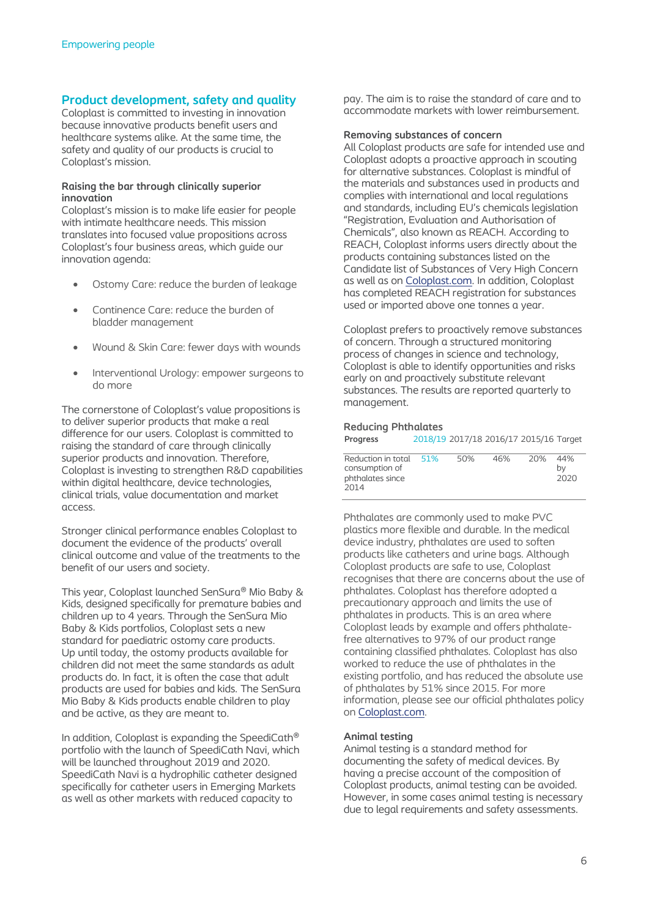## Product development, safety and quality

Coloplast is committed to investing in innovation because innovative products benefit users and healthcare systems alike. At the same time, the safety and quality of our products is crucial to Coloplast's mission.

### Raising the bar through clinically superior innovation

Coloplast's mission is to make life easier for people with intimate healthcare needs. This mission translates into focused value propositions across Coloplast's four business areas, which guide our innovation agenda:

- Ostomy Care: reduce the burden of leakage
- Continence Care: reduce the burden of bladder management
- Wound & Skin Care: fewer days with wounds
- Interventional Urology: empower surgeons to do more

The cornerstone of Coloplast's value propositions is to deliver superior products that make a real difference for our users. Coloplast is committed to raising the standard of care through clinically superior products and innovation. Therefore, Coloplast is investing to strengthen R&D capabilities within digital healthcare, device technologies, clinical trials, value documentation and market access.

Stronger clinical performance enables Coloplast to document the evidence of the products' overall clinical outcome and value of the treatments to the benefit of our users and society.

This year, Coloplast launched SenSura® Mio Baby & Kids, designed specifically for premature babies and children up to 4 years. Through the SenSura Mio Baby & Kids portfolios, Coloplast sets a new standard for paediatric ostomy care products. Up until today, the ostomy products available for children did not meet the same standards as adult products do. In fact, it is often the case that adult products are used for babies and kids. The SenSura Mio Baby & Kids products enable children to play and be active, as they are meant to.

In addition, Coloplast is expanding the SpeediCath® portfolio with the launch of SpeediCath Navi, which will be launched throughout 2019 and 2020. SpeediCath Navi is a hydrophilic catheter designed specifically for catheter users in Emerging Markets as well as other markets with reduced capacity to pay. The aim is to raise the standard of care and to accommodate markets with lower reimbursement.

### Removing substances of concern

All Coloplast products are safe for intended use and Coloplast adopts a proactive approach in scouting for alternative substances. Coloplast is mindful of the materials and substances used in products and complies with international and local regulations and standards, including EU's chemicals legislation "Registration, Evaluation and Authorisation of Chemicals", also known as REACH. According to REACH, Coloplast informs users directly about the products containing substances listed on the Candidate list of Substances of Very High Concern as well as on Coloplast.com. In addition, Coloplast has completed REACH registration for substances used or imported above one tonnes a year.

Coloplast prefers to proactively remove substances of concern. Through a structured monitoring process of changes in science and technology, Coloplast is able to identify opportunities and risks early on and proactively substitute relevant substances. The results are reported quarterly to management.

### Reducing Phthalates

| Progress | 2018/19 | 2017/18 | 2016/17 | 2015/16 | Target |
|---|---|---|---|---|---|
| Reduction in total consumption of phthalates since 2014 | 51% | 50% | 46% | 20% | 44% by 2020 |

Phthalates are commonly used to make PVC plastics more flexible and durable. In the medical device industry, phthalates are used to soften products like catheters and urine bags. Although Coloplast products are safe to use, Coloplast recognises that there are concerns about the use of phthalates. Coloplast has therefore adopted a precautionary approach and limits the use of phthalates in products. This is an area where Coloplast leads by example and offers phthalate-free alternatives to 97% of our product range containing classified phthalates. Coloplast has also worked to reduce the use of phthalates in the existing portfolio, and has reduced the absolute use of phthalates by 51% since 2015. For more information, please see our official phthalates policy on Coloplast.com.

### Animal testing

Animal testing is a standard method for documenting the safety of medical devices. By having a precise account of the composition of Coloplast products, animal testing can be avoided. However, in some cases animal testing is necessary due to legal requirements and safety assessments.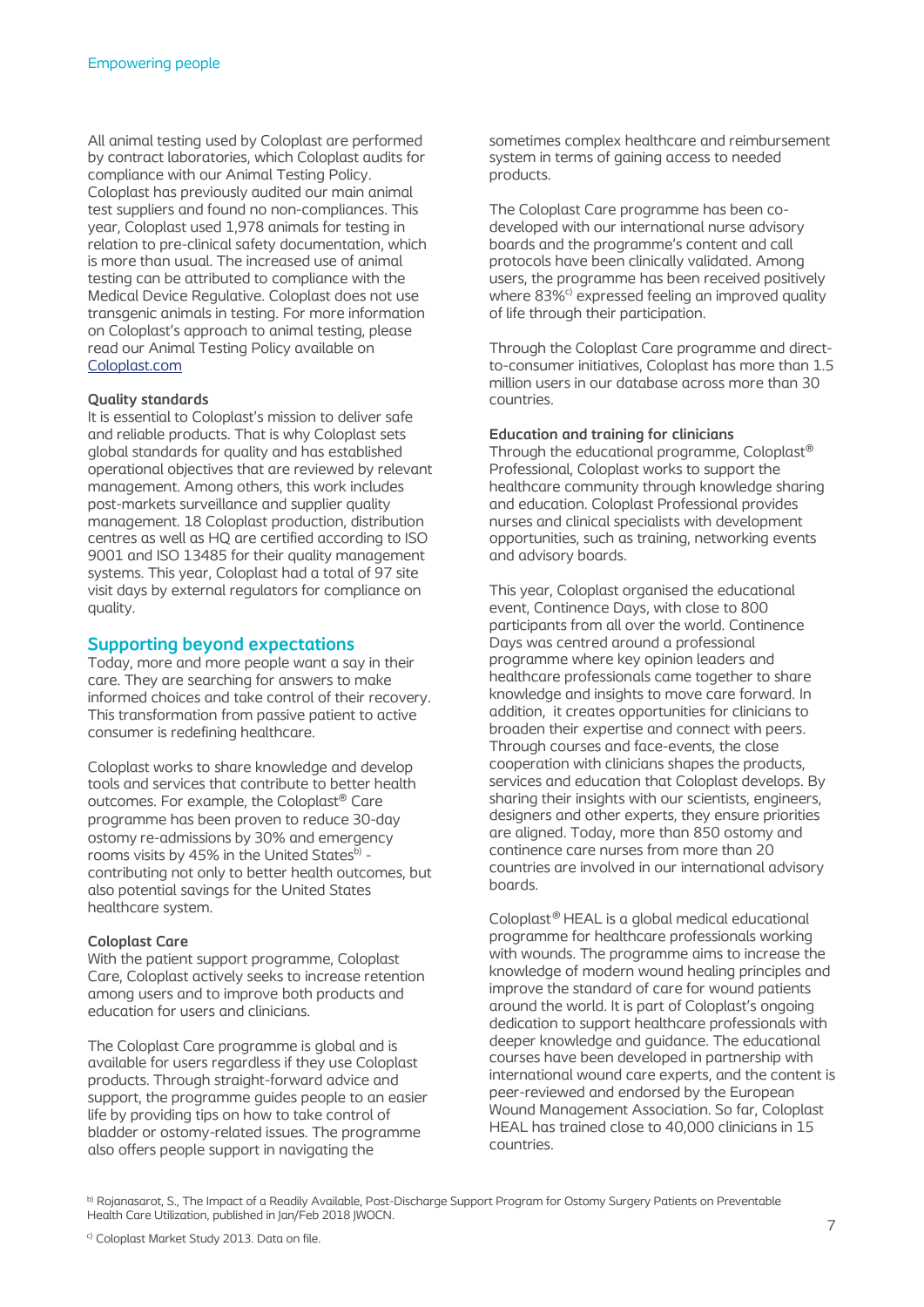All animal testing used by Coloplast are performed by contract laboratories, which Coloplast audits for compliance with our Animal Testing Policy. Coloplast has previously audited our main animal test suppliers and found no non-compliances. This year, Coloplast used 1,978 animals for testing in relation to pre-clinical safety documentation, which is more than usual. The increased use of animal testing can be attributed to compliance with the Medical Device Regulative. Coloplast does not use transgenic animals in testing. For more information on Coloplast's approach to animal testing, please read our Animal Testing Policy available on Coloplast.com

**Quality standards**
It is essential to Coloplast's mission to deliver safe and reliable products. That is why Coloplast sets global standards for quality and has established operational objectives that are reviewed by relevant management. Among others, this work includes post-markets surveillance and supplier quality management. 18 Coloplast production, distribution centres as well as HQ are certified according to ISO 9001 and ISO 13485 for their quality management systems. This year, Coloplast had a total of 97 site visit days by external regulators for compliance on quality.

## Supporting beyond expectations

Today, more and more people want a say in their care. They are searching for answers to make informed choices and take control of their recovery. This transformation from passive patient to active consumer is redefining healthcare.

Coloplast works to share knowledge and develop tools and services that contribute to better health outcomes. For example, the Coloplast® Care programme has been proven to reduce 30-day ostomy re-admissions by 30% and emergency rooms visits by 45% in the United States[b] - contributing not only to better health outcomes, but also potential savings for the United States healthcare system.

**Coloplast Care**
With the patient support programme, Coloplast Care, Coloplast actively seeks to increase retention among users and to improve both products and education for users and clinicians.

The Coloplast Care programme is global and is available for users regardless if they use Coloplast products. Through straight-forward advice and support, the programme guides people to an easier life by providing tips on how to take control of bladder or ostomy-related issues. The programme also offers people support in navigating the sometimes complex healthcare and reimbursement system in terms of gaining access to needed products.

The Coloplast Care programme has been co-developed with our international nurse advisory boards and the programme's content and call protocols have been clinically validated. Among users, the programme has been received positively where 83%[c] expressed feeling an improved quality of life through their participation.

Through the Coloplast Care programme and direct-to-consumer initiatives, Coloplast has more than 1.5 million users in our database across more than 30 countries.

**Education and training for clinicians**
Through the educational programme, Coloplast® Professional, Coloplast works to support the healthcare community through knowledge sharing and education. Coloplast Professional provides nurses and clinical specialists with development opportunities, such as training, networking events and advisory boards.

This year, Coloplast organised the educational event, Continence Days, with close to 800 participants from all over the world. Continence Days was centred around a professional programme where key opinion leaders and healthcare professionals came together to share knowledge and insights to move care forward. In addition, it creates opportunities for clinicians to broaden their expertise and connect with peers. Through courses and face-events, the close cooperation with clinicians shapes the products, services and education that Coloplast develops. By sharing their insights with our scientists, engineers, designers and other experts, they ensure priorities are aligned. Today, more than 850 ostomy and continence care nurses from more than 20 countries are involved in our international advisory boards.

Coloplast® HEAL is a global medical educational programme for healthcare professionals working with wounds. The programme aims to increase the knowledge of modern wound healing principles and improve the standard of care for wound patients around the world. It is part of Coloplast's ongoing dedication to support healthcare professionals with deeper knowledge and guidance. The educational courses have been developed in partnership with international wound care experts, and the content is peer-reviewed and endorsed by the European Wound Management Association. So far, Coloplast HEAL has trained close to 40,000 clinicians in 15 countries.

[b] Rojanasarot, S., The Impact of a Readily Available, Post-Discharge Support Program for Ostomy Surgery Patients on Preventable Health Care Utilization, published in Jan/Feb 2018 JWOCN.

[c] Coloplast Market Study 2013. Data on file.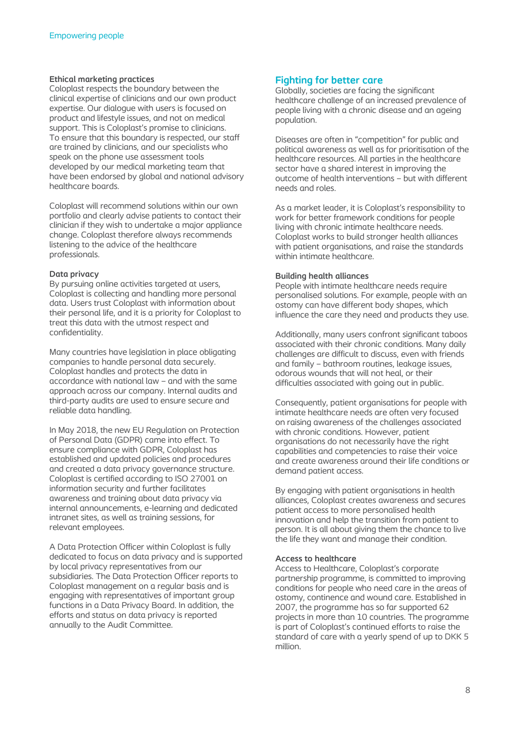### Ethical marketing practices

Coloplast respects the boundary between the clinical expertise of clinicians and our own product expertise. Our dialogue with users is focused on product and lifestyle issues, and not on medical support. This is Coloplast's promise to clinicians. To ensure that this boundary is respected, our staff are trained by clinicians, and our specialists who speak on the phone use assessment tools developed by our medical marketing team that have been endorsed by global and national advisory healthcare boards.

Coloplast will recommend solutions within our own portfolio and clearly advise patients to contact their clinician if they wish to undertake a major appliance change. Coloplast therefore always recommends listening to the advice of the healthcare professionals.

### Data privacy

By pursuing online activities targeted at users, Coloplast is collecting and handling more personal data. Users trust Coloplast with information about their personal life, and it is a priority for Coloplast to treat this data with the utmost respect and confidentiality.

Many countries have legislation in place obligating companies to handle personal data securely. Coloplast handles and protects the data in accordance with national law – and with the same approach across our company. Internal audits and third-party audits are used to ensure secure and reliable data handling.

In May 2018, the new EU Regulation on Protection of Personal Data (GDPR) came into effect. To ensure compliance with GDPR, Coloplast has established and updated policies and procedures and created a data privacy governance structure. Coloplast is certified according to ISO 27001 on information security and further facilitates awareness and training about data privacy via internal announcements, e-learning and dedicated intranet sites, as well as training sessions, for relevant employees.

A Data Protection Officer within Coloplast is fully dedicated to focus on data privacy and is supported by local privacy representatives from our subsidiaries. The Data Protection Officer reports to Coloplast management on a regular basis and is engaging with representatives of important group functions in a Data Privacy Board. In addition, the efforts and status on data privacy is reported annually to the Audit Committee.

## Fighting for better care

Globally, societies are facing the significant healthcare challenge of an increased prevalence of people living with a chronic disease and an ageing population.

Diseases are often in "competition" for public and political awareness as well as for prioritisation of the healthcare resources. All parties in the healthcare sector have a shared interest in improving the outcome of health interventions – but with different needs and roles.

As a market leader, it is Coloplast's responsibility to work for better framework conditions for people living with chronic intimate healthcare needs. Coloplast works to build stronger health alliances with patient organisations, and raise the standards within intimate healthcare.

### Building health alliances

People with intimate healthcare needs require personalised solutions. For example, people with an ostomy can have different body shapes, which influence the care they need and products they use.

Additionally, many users confront significant taboos associated with their chronic conditions. Many daily challenges are difficult to discuss, even with friends and family – bathroom routines, leakage issues, odorous wounds that will not heal, or their difficulties associated with going out in public.

Consequently, patient organisations for people with intimate healthcare needs are often very focused on raising awareness of the challenges associated with chronic conditions. However, patient organisations do not necessarily have the right capabilities and competencies to raise their voice and create awareness around their life conditions or demand patient access.

By engaging with patient organisations in health alliances, Coloplast creates awareness and secures patient access to more personalised health innovation and help the transition from patient to person. It is all about giving them the chance to live the life they want and manage their condition.

### Access to healthcare

Access to Healthcare, Coloplast's corporate partnership programme, is committed to improving conditions for people who need care in the areas of ostomy, continence and wound care. Established in 2007, the programme has so far supported 62 projects in more than 10 countries. The programme is part of Coloplast's continued efforts to raise the standard of care with a yearly spend of up to DKK 5 million.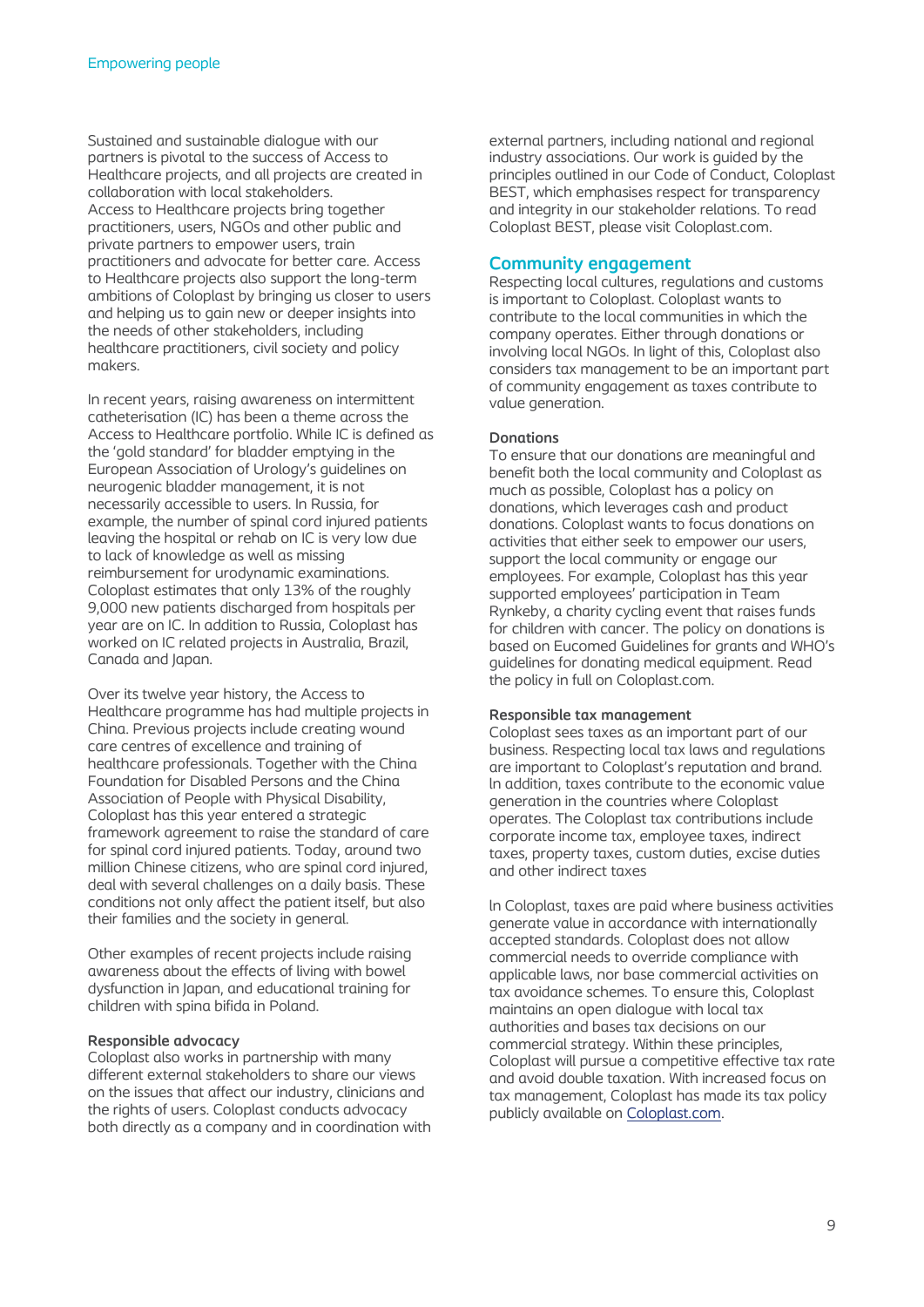Sustained and sustainable dialogue with our partners is pivotal to the success of Access to Healthcare projects, and all projects are created in collaboration with local stakeholders. Access to Healthcare projects bring together practitioners, users, NGOs and other public and private partners to empower users, train practitioners and advocate for better care. Access to Healthcare projects also support the long-term ambitions of Coloplast by bringing us closer to users and helping us to gain new or deeper insights into the needs of other stakeholders, including healthcare practitioners, civil society and policy makers.

In recent years, raising awareness on intermittent catheterisation (IC) has been a theme across the Access to Healthcare portfolio. While IC is defined as the 'gold standard' for bladder emptying in the European Association of Urology's guidelines on neurogenic bladder management, it is not necessarily accessible to users. In Russia, for example, the number of spinal cord injured patients leaving the hospital or rehab on IC is very low due to lack of knowledge as well as missing reimbursement for urodynamic examinations. Coloplast estimates that only 13% of the roughly 9,000 new patients discharged from hospitals per year are on IC. In addition to Russia, Coloplast has worked on IC related projects in Australia, Brazil, Canada and Japan.

Over its twelve year history, the Access to Healthcare programme has had multiple projects in China. Previous projects include creating wound care centres of excellence and training of healthcare professionals. Together with the China Foundation for Disabled Persons and the China Association of People with Physical Disability, Coloplast has this year entered a strategic framework agreement to raise the standard of care for spinal cord injured patients. Today, around two million Chinese citizens, who are spinal cord injured, deal with several challenges on a daily basis. These conditions not only affect the patient itself, but also their families and the society in general.

Other examples of recent projects include raising awareness about the effects of living with bowel dysfunction in Japan, and educational training for children with spina bifida in Poland.

### Responsible advocacy

Coloplast also works in partnership with many different external stakeholders to share our views on the issues that affect our industry, clinicians and the rights of users. Coloplast conducts advocacy both directly as a company and in coordination with external partners, including national and regional industry associations. Our work is guided by the principles outlined in our Code of Conduct, Coloplast BEST, which emphasises respect for transparency and integrity in our stakeholder relations. To read Coloplast BEST, please visit Coloplast.com.

## Community engagement

Respecting local cultures, regulations and customs is important to Coloplast. Coloplast wants to contribute to the local communities in which the company operates. Either through donations or involving local NGOs. In light of this, Coloplast also considers tax management to be an important part of community engagement as taxes contribute to value generation.

### Donations

To ensure that our donations are meaningful and benefit both the local community and Coloplast as much as possible, Coloplast has a policy on donations, which leverages cash and product donations. Coloplast wants to focus donations on activities that either seek to empower our users, support the local community or engage our employees. For example, Coloplast has this year supported employees' participation in Team Rynkeby, a charity cycling event that raises funds for children with cancer. The policy on donations is based on Eucomed Guidelines for grants and WHO's guidelines for donating medical equipment. Read the policy in full on Coloplast.com.

### Responsible tax management

Coloplast sees taxes as an important part of our business. Respecting local tax laws and regulations are important to Coloplast's reputation and brand. In addition, taxes contribute to the economic value generation in the countries where Coloplast operates. The Coloplast tax contributions include corporate income tax, employee taxes, indirect taxes, property taxes, custom duties, excise duties and other indirect taxes

In Coloplast, taxes are paid where business activities generate value in accordance with internationally accepted standards. Coloplast does not allow commercial needs to override compliance with applicable laws, nor base commercial activities on tax avoidance schemes. To ensure this, Coloplast maintains an open dialogue with local tax authorities and bases tax decisions on our commercial strategy. Within these principles, Coloplast will pursue a competitive effective tax rate and avoid double taxation. With increased focus on tax management, Coloplast has made its tax policy publicly available on Coloplast.com.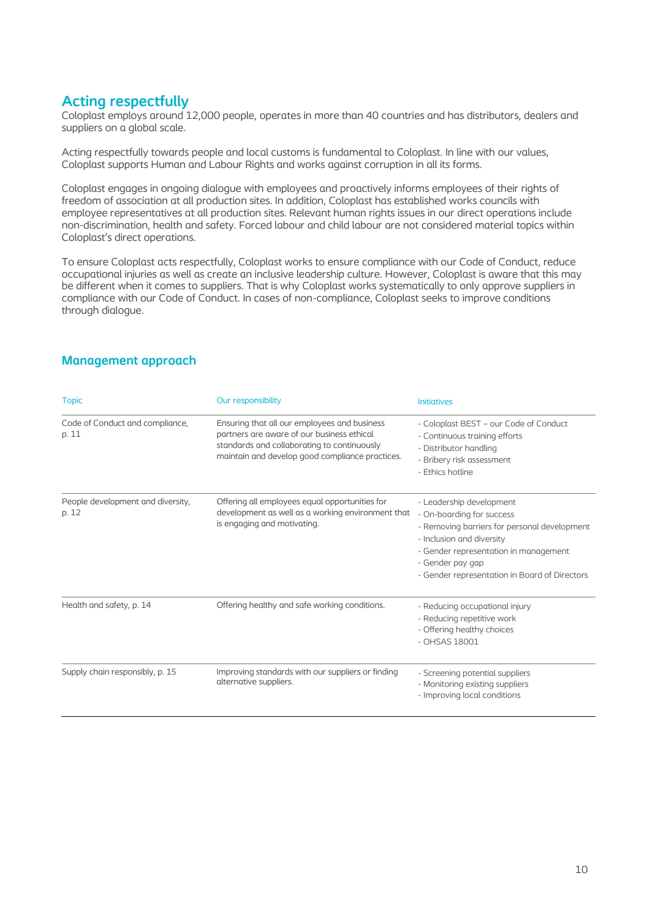## Acting respectfully

Coloplast employs around 12,000 people, operates in more than 40 countries and has distributors, dealers and suppliers on a global scale.

Acting respectfully towards people and local customs is fundamental to Coloplast. In line with our values, Coloplast supports Human and Labour Rights and works against corruption in all its forms.

Coloplast engages in ongoing dialogue with employees and proactively informs employees of their rights of freedom of association at all production sites. In addition, Coloplast has established works councils with employee representatives at all production sites. Relevant human rights issues in our direct operations include non-discrimination, health and safety. Forced labour and child labour are not considered material topics within Coloplast's direct operations.

To ensure Coloplast acts respectfully, Coloplast works to ensure compliance with our Code of Conduct, reduce occupational injuries as well as create an inclusive leadership culture. However, Coloplast is aware that this may be different when it comes to suppliers. That is why Coloplast works systematically to only approve suppliers in compliance with our Code of Conduct. In cases of non-compliance, Coloplast seeks to improve conditions through dialogue.

## Management approach

| Topic | Our responsibility | Initiatives |
|---|---|---|
| Code of Conduct and compliance, p. 11 | Ensuring that all our employees and business partners are aware of our business ethical standards and collaborating to continuously maintain and develop good compliance practices. | - Coloplast BEST – our Code of Conduct<br>- Continuous training efforts<br>- Distributor handling<br>- Bribery risk assessment<br>- Ethics hotline |
| People development and diversity, p. 12 | Offering all employees equal opportunities for development as well as a working environment that is engaging and motivating. | - Leadership development<br>- On-boarding for success<br>- Removing barriers for personal development<br>- Inclusion and diversity<br>- Gender representation in management<br>- Gender pay gap<br>- Gender representation in Board of Directors |
| Health and safety, p. 14 | Offering healthy and safe working conditions. | - Reducing occupational injury<br>- Reducing repetitive work<br>- Offering healthy choices<br>- OHSAS 18001 |
| Supply chain responsibly, p. 15 | Improving standards with our suppliers or finding alternative suppliers. | - Screening potential suppliers<br>- Monitoring existing suppliers<br>- Improving local conditions |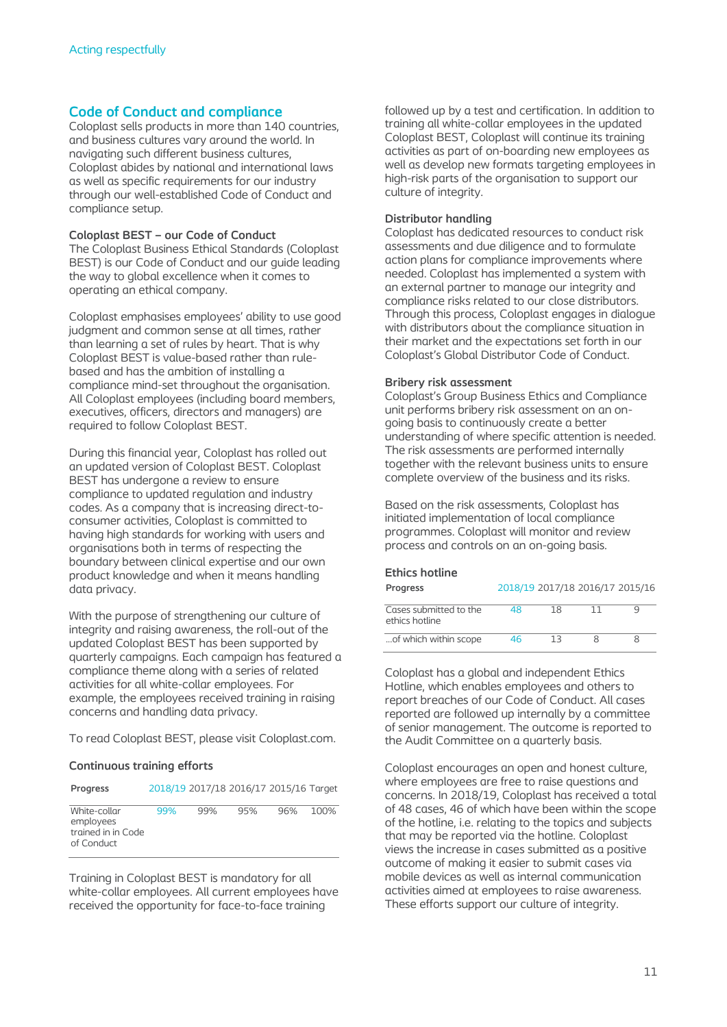## Code of Conduct and compliance

Coloplast sells products in more than 140 countries, and business cultures vary around the world. In navigating such different business cultures, Coloplast abides by national and international laws as well as specific requirements for our industry through our well-established Code of Conduct and compliance setup.

### Coloplast BEST – our Code of Conduct

The Coloplast Business Ethical Standards (Coloplast BEST) is our Code of Conduct and our guide leading the way to global excellence when it comes to operating an ethical company.

Coloplast emphasises employees' ability to use good judgment and common sense at all times, rather than learning a set of rules by heart. That is why Coloplast BEST is value-based rather than rule-based and has the ambition of installing a compliance mind-set throughout the organisation. All Coloplast employees (including board members, executives, officers, directors and managers) are required to follow Coloplast BEST.

During this financial year, Coloplast has rolled out an updated version of Coloplast BEST. Coloplast BEST has undergone a review to ensure compliance to updated regulation and industry codes. As a company that is increasing direct-to-consumer activities, Coloplast is committed to having high standards for working with users and organisations both in terms of respecting the boundary between clinical expertise and our own product knowledge and when it means handling data privacy.

With the purpose of strengthening our culture of integrity and raising awareness, the roll-out of the updated Coloplast BEST has been supported by quarterly campaigns. Each campaign has featured a compliance theme along with a series of related activities for all white-collar employees. For example, the employees received training in raising concerns and handling data privacy.

To read Coloplast BEST, please visit Coloplast.com.

### Continuous training efforts

| Progress | 2018/19 | 2017/18 | 2016/17 | 2015/16 | Target |
|---|---|---|---|---|---|
| White-collar employees trained in in Code of Conduct | 99% | 99% | 95% | 96% | 100% |

Training in Coloplast BEST is mandatory for all white-collar employees. All current employees have received the opportunity for face-to-face training followed up by a test and certification. In addition to training all white-collar employees in the updated Coloplast BEST, Coloplast will continue its training activities as part of on-boarding new employees as well as develop new formats targeting employees in high-risk parts of the organisation to support our culture of integrity.

### Distributor handling

Coloplast has dedicated resources to conduct risk assessments and due diligence and to formulate action plans for compliance improvements where needed. Coloplast has implemented a system with an external partner to manage our integrity and compliance risks related to our close distributors. Through this process, Coloplast engages in dialogue with distributors about the compliance situation in their market and the expectations set forth in our Coloplast's Global Distributor Code of Conduct.

### Bribery risk assessment

Coloplast's Group Business Ethics and Compliance unit performs bribery risk assessment on an on-going basis to continuously create a better understanding of where specific attention is needed. The risk assessments are performed internally together with the relevant business units to ensure complete overview of the business and its risks.

Based on the risk assessments, Coloplast has initiated implementation of local compliance programmes. Coloplast will monitor and review process and controls on an on-going basis.

### Ethics hotline

| Progress | 2018/19 | 2017/18 | 2016/17 | 2015/16 |
|---|---|---|---|---|
| Cases submitted to the ethics hotline | 48 | 18 | 11 | 9 |
| ...of which within scope | 46 | 13 | 8 | 8 |

Coloplast has a global and independent Ethics Hotline, which enables employees and others to report breaches of our Code of Conduct. All cases reported are followed up internally by a committee of senior management. The outcome is reported to the Audit Committee on a quarterly basis.

Coloplast encourages an open and honest culture, where employees are free to raise questions and concerns. In 2018/19, Coloplast has received a total of 48 cases, 46 of which have been within the scope of the hotline, i.e. relating to the topics and subjects that may be reported via the hotline. Coloplast views the increase in cases submitted as a positive outcome of making it easier to submit cases via mobile devices as well as internal communication activities aimed at employees to raise awareness. These efforts support our culture of integrity.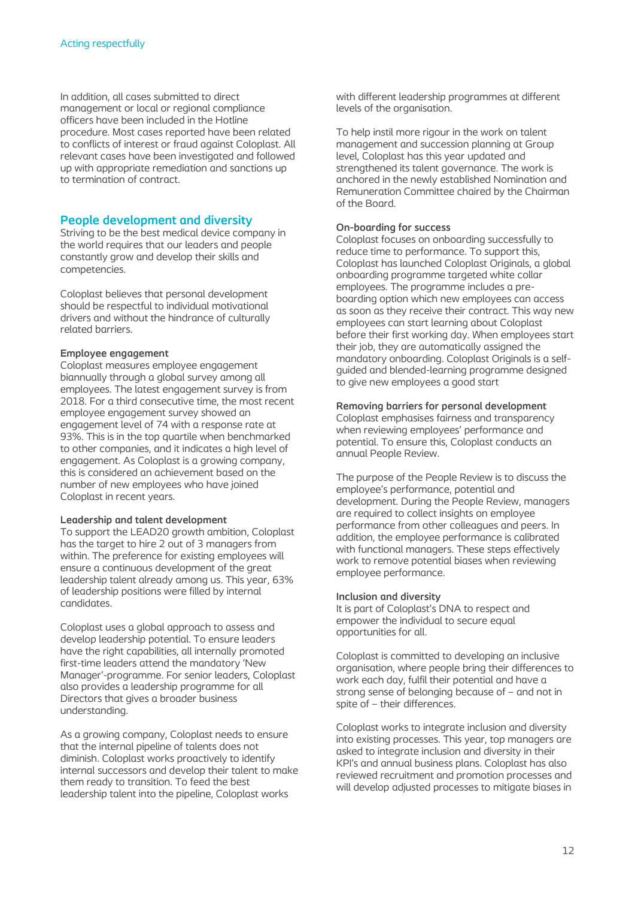In addition, all cases submitted to direct management or local or regional compliance officers have been included in the Hotline procedure. Most cases reported have been related to conflicts of interest or fraud against Coloplast. All relevant cases have been investigated and followed up with appropriate remediation and sanctions up to termination of contract.

## People development and diversity

Striving to be the best medical device company in the world requires that our leaders and people constantly grow and develop their skills and competencies.

Coloplast believes that personal development should be respectful to individual motivational drivers and without the hindrance of culturally related barriers.

**Employee engagement**

Coloplast measures employee engagement biannually through a global survey among all employees. The latest engagement survey is from 2018. For a third consecutive time, the most recent employee engagement survey showed an engagement level of 74 with a response rate at 93%. This is in the top quartile when benchmarked to other companies, and it indicates a high level of engagement. As Coloplast is a growing company, this is considered an achievement based on the number of new employees who have joined Coloplast in recent years.

**Leadership and talent development**

To support the LEAD20 growth ambition, Coloplast has the target to hire 2 out of 3 managers from within. The preference for existing employees will ensure a continuous development of the great leadership talent already among us. This year, 63% of leadership positions were filled by internal candidates.

Coloplast uses a global approach to assess and develop leadership potential. To ensure leaders have the right capabilities, all internally promoted first-time leaders attend the mandatory 'New Manager'-programme. For senior leaders, Coloplast also provides a leadership programme for all Directors that gives a broader business understanding.

As a growing company, Coloplast needs to ensure that the internal pipeline of talents does not diminish. Coloplast works proactively to identify internal successors and develop their talent to make them ready to transition. To feed the best leadership talent into the pipeline, Coloplast works with different leadership programmes at different levels of the organisation.

To help instil more rigour in the work on talent management and succession planning at Group level, Coloplast has this year updated and strengthened its talent governance. The work is anchored in the newly established Nomination and Remuneration Committee chaired by the Chairman of the Board.

**On-boarding for success**

Coloplast focuses on onboarding successfully to reduce time to performance. To support this, Coloplast has launched Coloplast Originals, a global onboarding programme targeted white collar employees. The programme includes a pre-boarding option which new employees can access as soon as they receive their contract. This way new employees can start learning about Coloplast before their first working day. When employees start their job, they are automatically assigned the mandatory onboarding. Coloplast Originals is a self-guided and blended-learning programme designed to give new employees a good start

**Removing barriers for personal development**

Coloplast emphasises fairness and transparency when reviewing employees' performance and potential. To ensure this, Coloplast conducts an annual People Review.

The purpose of the People Review is to discuss the employee's performance, potential and development. During the People Review, managers are required to collect insights on employee performance from other colleagues and peers. In addition, the employee performance is calibrated with functional managers. These steps effectively work to remove potential biases when reviewing employee performance.

**Inclusion and diversity**

It is part of Coloplast's DNA to respect and empower the individual to secure equal opportunities for all.

Coloplast is committed to developing an inclusive organisation, where people bring their differences to work each day, fulfil their potential and have a strong sense of belonging because of – and not in spite of – their differences.

Coloplast works to integrate inclusion and diversity into existing processes. This year, top managers are asked to integrate inclusion and diversity in their KPI's and annual business plans. Coloplast has also reviewed recruitment and promotion processes and will develop adjusted processes to mitigate biases in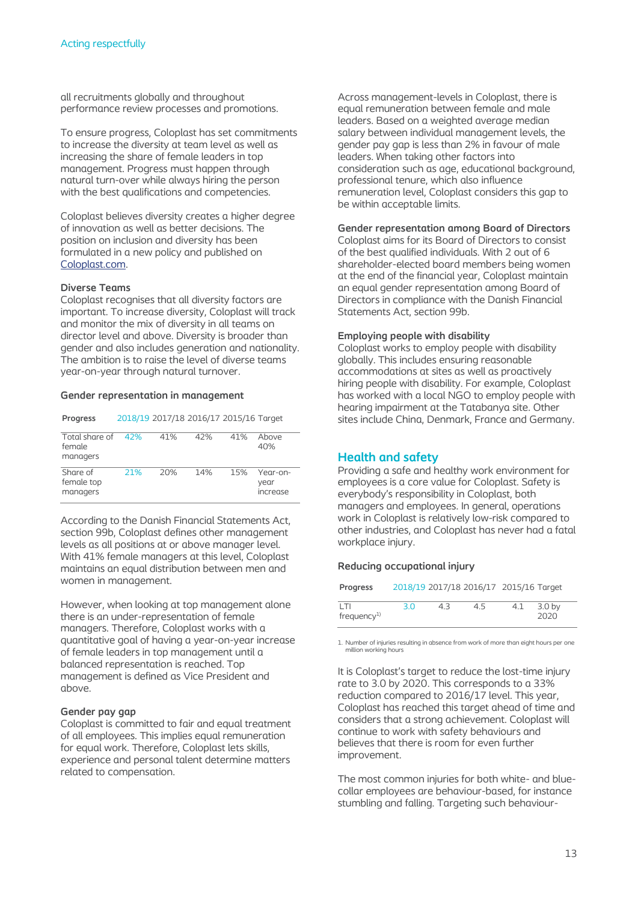all recruitments globally and throughout performance review processes and promotions.

To ensure progress, Coloplast has set commitments to increase the diversity at team level as well as increasing the share of female leaders in top management. Progress must happen through natural turn-over while always hiring the person with the best qualifications and competencies.

Coloplast believes diversity creates a higher degree of innovation as well as better decisions. The position on inclusion and diversity has been formulated in a new policy and published on Coloplast.com.

### Diverse Teams

Coloplast recognises that all diversity factors are important. To increase diversity, Coloplast will track and monitor the mix of diversity in all teams on director level and above. Diversity is broader than gender and also includes generation and nationality. The ambition is to raise the level of diverse teams year-on-year through natural turnover.

### Gender representation in management

| Progress | 2018/19 | 2017/18 | 2016/17 | 2015/16 | Target |
|---|---|---|---|---|---|
| Total share of female managers | 42% | 41% | 42% | 41% | Above 40% |
| Share of female top managers | 21% | 20% | 14% | 15% | Year-on-year increase |

According to the Danish Financial Statements Act, section 99b, Coloplast defines other management levels as all positions at or above manager level. With 41% female managers at this level, Coloplast maintains an equal distribution between men and women in management.

However, when looking at top management alone there is an under-representation of female managers. Therefore, Coloplast works with a quantitative goal of having a year-on-year increase of female leaders in top management until a balanced representation is reached. Top management is defined as Vice President and above.

### Gender pay gap

Coloplast is committed to fair and equal treatment of all employees. This implies equal remuneration for equal work. Therefore, Coloplast lets skills, experience and personal talent determine matters related to compensation.

Across management-levels in Coloplast, there is equal remuneration between female and male leaders. Based on a weighted average median salary between individual management levels, the gender pay gap is less than 2% in favour of male leaders. When taking other factors into consideration such as age, educational background, professional tenure, which also influence remuneration level, Coloplast considers this gap to be within acceptable limits.

### Gender representation among Board of Directors

Coloplast aims for its Board of Directors to consist of the best qualified individuals. With 2 out of 6 shareholder-elected board members being women at the end of the financial year, Coloplast maintain an equal gender representation among Board of Directors in compliance with the Danish Financial Statements Act, section 99b.

### Employing people with disability

Coloplast works to employ people with disability globally. This includes ensuring reasonable accommodations at sites as well as proactively hiring people with disability. For example, Coloplast has worked with a local NGO to employ people with hearing impairment at the Tatabanya site. Other sites include China, Denmark, France and Germany.

## Health and safety

Providing a safe and healthy work environment for employees is a core value for Coloplast. Safety is everybody's responsibility in Coloplast, both managers and employees. In general, operations work in Coloplast is relatively low-risk compared to other industries, and Coloplast has never had a fatal workplace injury.

### Reducing occupational injury

| Progress | 2018/19 | 2017/18 | 2016/17 | 2015/16 | Target |
|---|---|---|---|---|---|
| LTI frequency[1] | 3.0 | 4.3 | 4.5 | 4.1 | 3.0 by 2020 |

1. Number of injuries resulting in absence from work of more than eight hours per one million working hours

It is Coloplast's target to reduce the lost-time injury rate to 3.0 by 2020. This corresponds to a 33% reduction compared to 2016/17 level. This year, Coloplast has reached this target ahead of time and considers that a strong achievement. Coloplast will continue to work with safety behaviours and believes that there is room for even further improvement.

The most common injuries for both white- and blue-collar employees are behaviour-based, for instance stumbling and falling. Targeting such behaviour-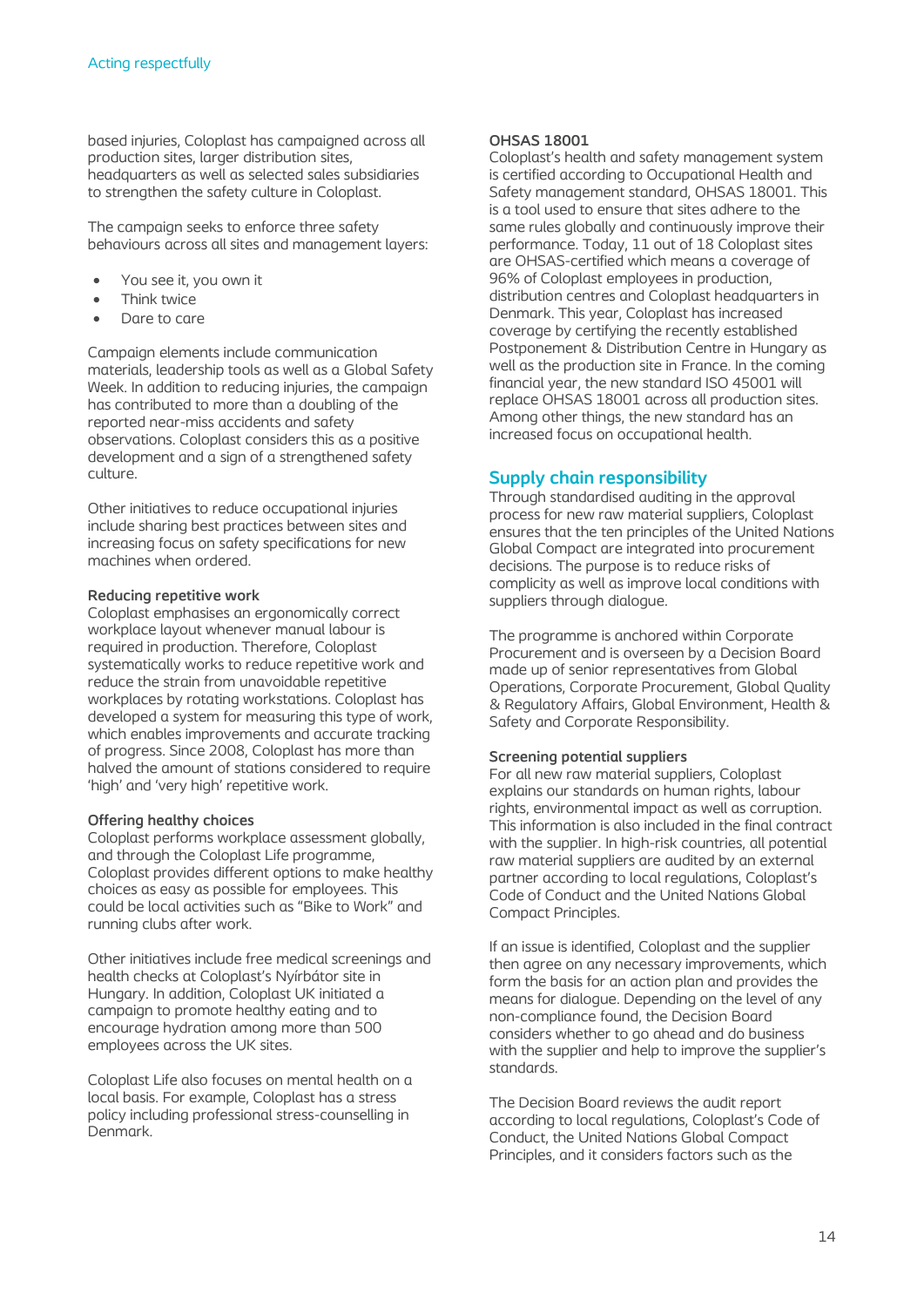based injuries, Coloplast has campaigned across all production sites, larger distribution sites, headquarters as well as selected sales subsidiaries to strengthen the safety culture in Coloplast.

The campaign seeks to enforce three safety behaviours across all sites and management layers:

- You see it, you own it
- Think twice
- Dare to care

Campaign elements include communication materials, leadership tools as well as a Global Safety Week. In addition to reducing injuries, the campaign has contributed to more than a doubling of the reported near-miss accidents and safety observations. Coloplast considers this as a positive development and a sign of a strengthened safety culture.

Other initiatives to reduce occupational injuries include sharing best practices between sites and increasing focus on safety specifications for new machines when ordered.

**Reducing repetitive work**

Coloplast emphasises an ergonomically correct workplace layout whenever manual labour is required in production. Therefore, Coloplast systematically works to reduce repetitive work and reduce the strain from unavoidable repetitive workplaces by rotating workstations. Coloplast has developed a system for measuring this type of work, which enables improvements and accurate tracking of progress. Since 2008, Coloplast has more than halved the amount of stations considered to require 'high' and 'very high' repetitive work.

**Offering healthy choices**

Coloplast performs workplace assessment globally, and through the Coloplast Life programme, Coloplast provides different options to make healthy choices as easy as possible for employees. This could be local activities such as "Bike to Work" and running clubs after work.

Other initiatives include free medical screenings and health checks at Coloplast's Nyírbátor site in Hungary. In addition, Coloplast UK initiated a campaign to promote healthy eating and to encourage hydration among more than 500 employees across the UK sites.

Coloplast Life also focuses on mental health on a local basis. For example, Coloplast has a stress policy including professional stress-counselling in Denmark.

**OHSAS 18001**

Coloplast's health and safety management system is certified according to Occupational Health and Safety management standard, OHSAS 18001. This is a tool used to ensure that sites adhere to the same rules globally and continuously improve their performance. Today, 11 out of 18 Coloplast sites are OHSAS-certified which means a coverage of 96% of Coloplast employees in production, distribution centres and Coloplast headquarters in Denmark. This year, Coloplast has increased coverage by certifying the recently established Postponement & Distribution Centre in Hungary as well as the production site in France. In the coming financial year, the new standard ISO 45001 will replace OHSAS 18001 across all production sites. Among other things, the new standard has an increased focus on occupational health.

## Supply chain responsibility

Through standardised auditing in the approval process for new raw material suppliers, Coloplast ensures that the ten principles of the United Nations Global Compact are integrated into procurement decisions. The purpose is to reduce risks of complicity as well as improve local conditions with suppliers through dialogue.

The programme is anchored within Corporate Procurement and is overseen by a Decision Board made up of senior representatives from Global Operations, Corporate Procurement, Global Quality & Regulatory Affairs, Global Environment, Health & Safety and Corporate Responsibility.

**Screening potential suppliers**

For all new raw material suppliers, Coloplast explains our standards on human rights, labour rights, environmental impact as well as corruption. This information is also included in the final contract with the supplier. In high-risk countries, all potential raw material suppliers are audited by an external partner according to local regulations, Coloplast's Code of Conduct and the United Nations Global Compact Principles.

If an issue is identified, Coloplast and the supplier then agree on any necessary improvements, which form the basis for an action plan and provides the means for dialogue. Depending on the level of any non-compliance found, the Decision Board considers whether to go ahead and do business with the supplier and help to improve the supplier's standards.

The Decision Board reviews the audit report according to local regulations, Coloplast's Code of Conduct, the United Nations Global Compact Principles, and it considers factors such as the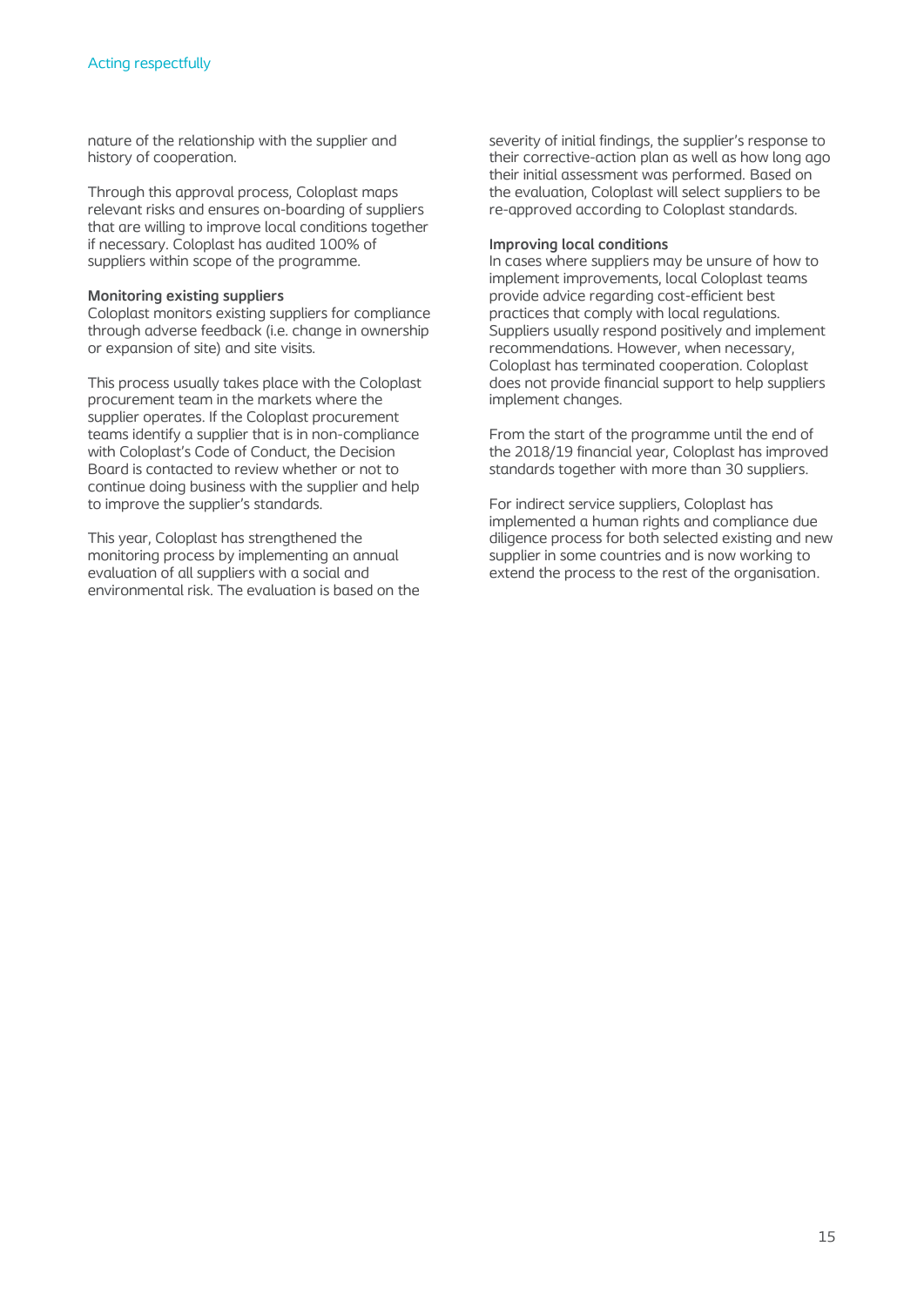nature of the relationship with the supplier and history of cooperation.

Through this approval process, Coloplast maps relevant risks and ensures on-boarding of suppliers that are willing to improve local conditions together if necessary. Coloplast has audited 100% of suppliers within scope of the programme.

**Monitoring existing suppliers**
Coloplast monitors existing suppliers for compliance through adverse feedback (i.e. change in ownership or expansion of site) and site visits.

This process usually takes place with the Coloplast procurement team in the markets where the supplier operates. If the Coloplast procurement teams identify a supplier that is in non-compliance with Coloplast's Code of Conduct, the Decision Board is contacted to review whether or not to continue doing business with the supplier and help to improve the supplier's standards.

This year, Coloplast has strengthened the monitoring process by implementing an annual evaluation of all suppliers with a social and environmental risk. The evaluation is based on the severity of initial findings, the supplier's response to their corrective-action plan as well as how long ago their initial assessment was performed. Based on the evaluation, Coloplast will select suppliers to be re-approved according to Coloplast standards.

**Improving local conditions**
In cases where suppliers may be unsure of how to implement improvements, local Coloplast teams provide advice regarding cost-efficient best practices that comply with local regulations. Suppliers usually respond positively and implement recommendations. However, when necessary, Coloplast has terminated cooperation. Coloplast does not provide financial support to help suppliers implement changes.

From the start of the programme until the end of the 2018/19 financial year, Coloplast has improved standards together with more than 30 suppliers.

For indirect service suppliers, Coloplast has implemented a human rights and compliance due diligence process for both selected existing and new supplier in some countries and is now working to extend the process to the rest of the organisation.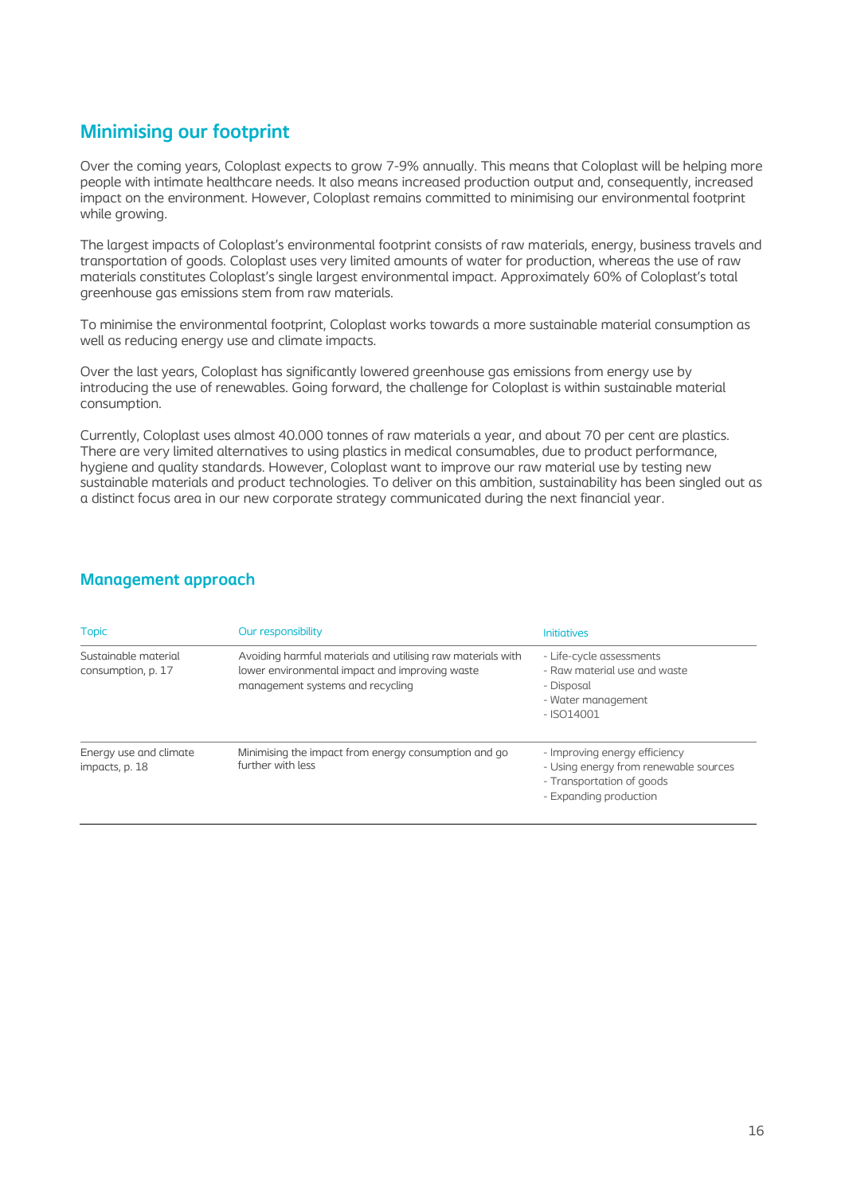## Minimising our footprint

Over the coming years, Coloplast expects to grow 7-9% annually. This means that Coloplast will be helping more people with intimate healthcare needs. It also means increased production output and, consequently, increased impact on the environment. However, Coloplast remains committed to minimising our environmental footprint while growing.

The largest impacts of Coloplast's environmental footprint consists of raw materials, energy, business travels and transportation of goods. Coloplast uses very limited amounts of water for production, whereas the use of raw materials constitutes Coloplast's single largest environmental impact. Approximately 60% of Coloplast's total greenhouse gas emissions stem from raw materials.

To minimise the environmental footprint, Coloplast works towards a more sustainable material consumption as well as reducing energy use and climate impacts.

Over the last years, Coloplast has significantly lowered greenhouse gas emissions from energy use by introducing the use of renewables. Going forward, the challenge for Coloplast is within sustainable material consumption.

Currently, Coloplast uses almost 40.000 tonnes of raw materials a year, and about 70 per cent are plastics. There are very limited alternatives to using plastics in medical consumables, due to product performance, hygiene and quality standards. However, Coloplast want to improve our raw material use by testing new sustainable materials and product technologies. To deliver on this ambition, sustainability has been singled out as a distinct focus area in our new corporate strategy communicated during the next financial year.

## Management approach

| Topic | Our responsibility | Initiatives |
|---|---|---|
| Sustainable material consumption, p. 17 | Avoiding harmful materials and utilising raw materials with lower environmental impact and improving waste management systems and recycling | - Life-cycle assessments<br>- Raw material use and waste<br>- Disposal<br>- Water management<br>- ISO14001 |
| Energy use and climate impacts, p. 18 | Minimising the impact from energy consumption and go further with less | - Improving energy efficiency<br>- Using energy from renewable sources<br>- Transportation of goods<br>- Expanding production |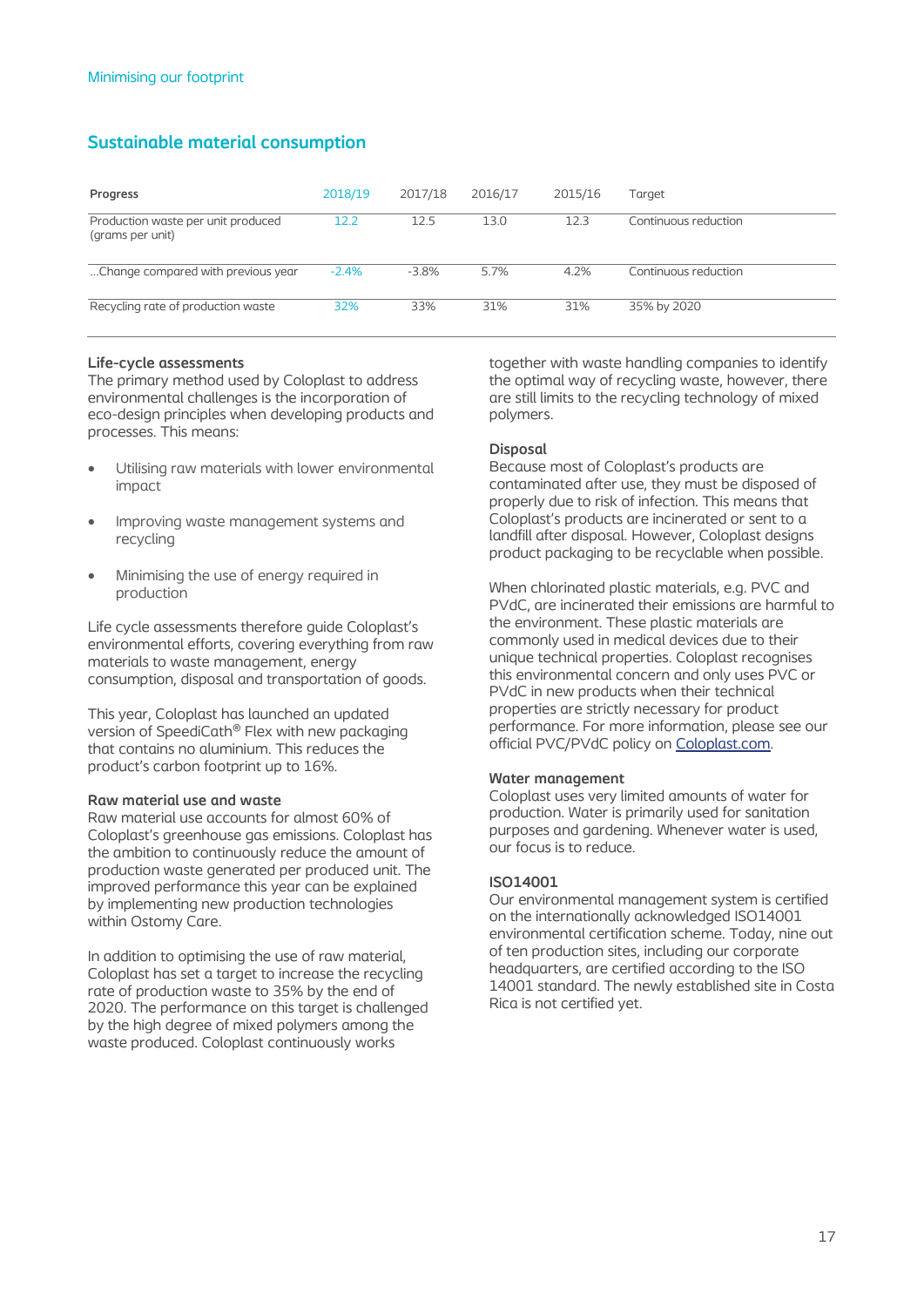Minimising our footprint

## Sustainable material consumption

| Progress | 2018/19 | 2017/18 | 2016/17 | 2015/16 | Target |
|---|---|---|---|---|---|
| Production waste per unit produced (grams per unit) | 12.2 | 12.5 | 13.0 | 12.3 | Continuous reduction |
| ...Change compared with previous year | -2.4% | -3.8% | 5.7% | 4.2% | Continuous reduction |
| Recycling rate of production waste | 32% | 33% | 31% | 31% | 35% by 2020 |

### Life-cycle assessments

The primary method used by Coloplast to address environmental challenges is the incorporation of eco-design principles when developing products and processes. This means:

- Utilising raw materials with lower environmental impact
- Improving waste management systems and recycling
- Minimising the use of energy required in production

Life cycle assessments therefore guide Coloplast's environmental efforts, covering everything from raw materials to waste management, energy consumption, disposal and transportation of goods.

This year, Coloplast has launched an updated version of SpeediCath® Flex with new packaging that contains no aluminium. This reduces the product's carbon footprint up to 16%.

### Raw material use and waste

Raw material use accounts for almost 60% of Coloplast's greenhouse gas emissions. Coloplast has the ambition to continuously reduce the amount of production waste generated per produced unit. The improved performance this year can be explained by implementing new production technologies within Ostomy Care.

In addition to optimising the use of raw material, Coloplast has set a target to increase the recycling rate of production waste to 35% by the end of 2020. The performance on this target is challenged by the high degree of mixed polymers among the waste produced. Coloplast continuously works together with waste handling companies to identify the optimal way of recycling waste, however, there are still limits to the recycling technology of mixed polymers.

### Disposal

Because most of Coloplast's products are contaminated after use, they must be disposed of properly due to risk of infection. This means that Coloplast's products are incinerated or sent to a landfill after disposal. However, Coloplast designs product packaging to be recyclable when possible.

When chlorinated plastic materials, e.g. PVC and PVdC, are incinerated their emissions are harmful to the environment. These plastic materials are commonly used in medical devices due to their unique technical properties. Coloplast recognises this environmental concern and only uses PVC or PVdC in new products when their technical properties are strictly necessary for product performance. For more information, please see our official PVC/PVdC policy on Coloplast.com.

### Water management

Coloplast uses very limited amounts of water for production. Water is primarily used for sanitation purposes and gardening. Whenever water is used, our focus is to reduce.

### ISO14001

Our environmental management system is certified on the internationally acknowledged ISO14001 environmental certification scheme. Today, nine out of ten production sites, including our corporate headquarters, are certified according to the ISO 14001 standard. The newly established site in Costa Rica is not certified yet.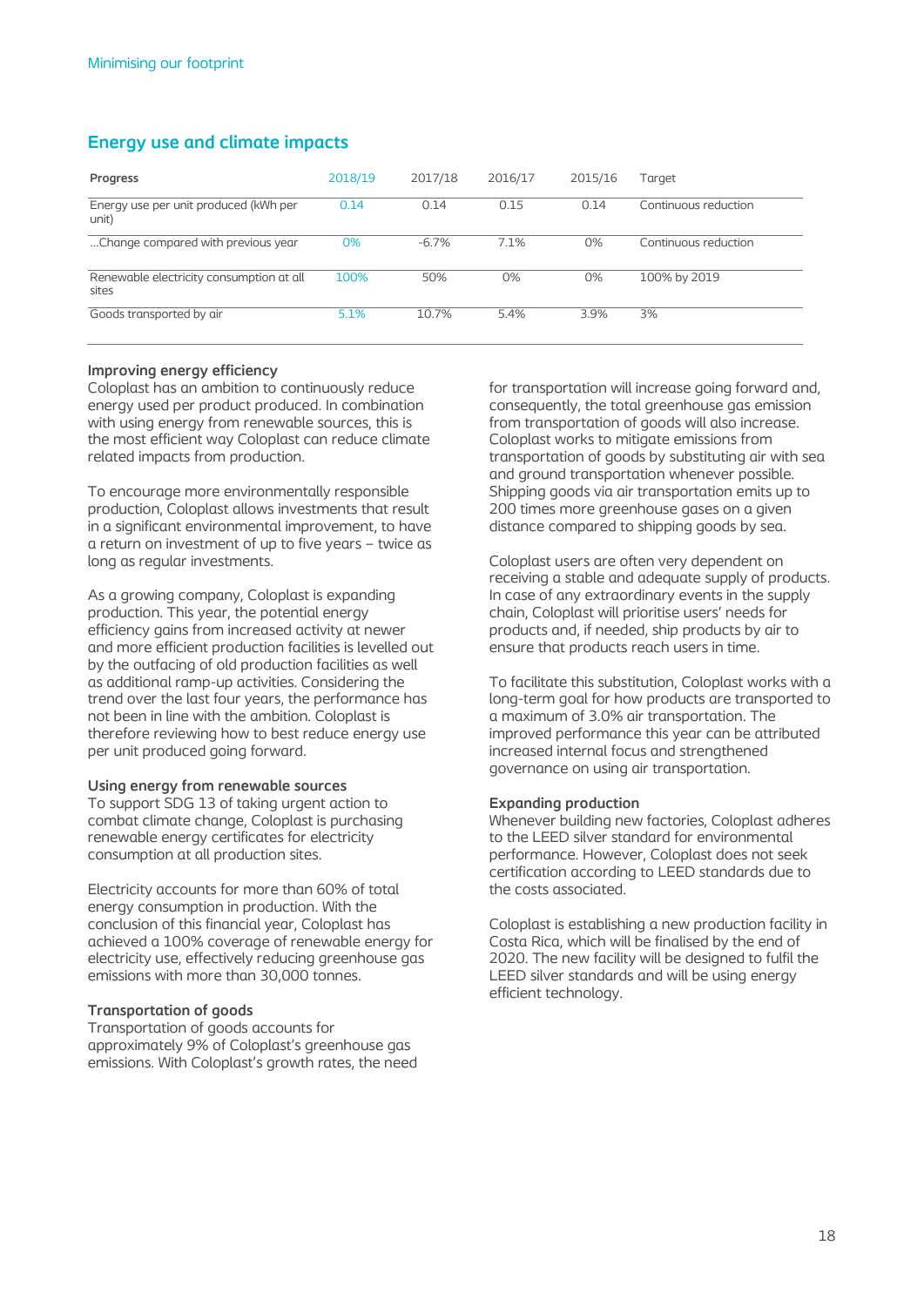Minimising our footprint

## Energy use and climate impacts

| Progress | 2018/19 | 2017/18 | 2016/17 | 2015/16 | Target |
|---|---|---|---|---|---|
| Energy use per unit produced (kWh per unit) | 0.14 | 0.14 | 0.15 | 0.14 | Continuous reduction |
| …Change compared with previous year | 0% | -6.7% | 7.1% | 0% | Continuous reduction |
| Renewable electricity consumption at all sites | 100% | 50% | 0% | 0% | 100% by 2019 |
| Goods transported by air | 5.1% | 10.7% | 5.4% | 3.9% | 3% |

### Improving energy efficiency

Coloplast has an ambition to continuously reduce energy used per product produced. In combination with using energy from renewable sources, this is the most efficient way Coloplast can reduce climate related impacts from production.

To encourage more environmentally responsible production, Coloplast allows investments that result in a significant environmental improvement, to have a return on investment of up to five years – twice as long as regular investments.

As a growing company, Coloplast is expanding production. This year, the potential energy efficiency gains from increased activity at newer and more efficient production facilities is levelled out by the outfacing of old production facilities as well as additional ramp-up activities. Considering the trend over the last four years, the performance has not been in line with the ambition. Coloplast is therefore reviewing how to best reduce energy use per unit produced going forward.

### Using energy from renewable sources

To support SDG 13 of taking urgent action to combat climate change, Coloplast is purchasing renewable energy certificates for electricity consumption at all production sites.

Electricity accounts for more than 60% of total energy consumption in production. With the conclusion of this financial year, Coloplast has achieved a 100% coverage of renewable energy for electricity use, effectively reducing greenhouse gas emissions with more than 30,000 tonnes.

### Transportation of goods

Transportation of goods accounts for approximately 9% of Coloplast's greenhouse gas emissions. With Coloplast's growth rates, the need for transportation will increase going forward and, consequently, the total greenhouse gas emission from transportation of goods will also increase. Coloplast works to mitigate emissions from transportation of goods by substituting air with sea and ground transportation whenever possible. Shipping goods via air transportation emits up to 200 times more greenhouse gases on a given distance compared to shipping goods by sea.

Coloplast users are often very dependent on receiving a stable and adequate supply of products. In case of any extraordinary events in the supply chain, Coloplast will prioritise users' needs for products and, if needed, ship products by air to ensure that products reach users in time.

To facilitate this substitution, Coloplast works with a long-term goal for how products are transported to a maximum of 3.0% air transportation. The improved performance this year can be attributed increased internal focus and strengthened governance on using air transportation.

### Expanding production

Whenever building new factories, Coloplast adheres to the LEED silver standard for environmental performance. However, Coloplast does not seek certification according to LEED standards due to the costs associated.

Coloplast is establishing a new production facility in Costa Rica, which will be finalised by the end of 2020. The new facility will be designed to fulfil the LEED silver standards and will be using energy efficient technology.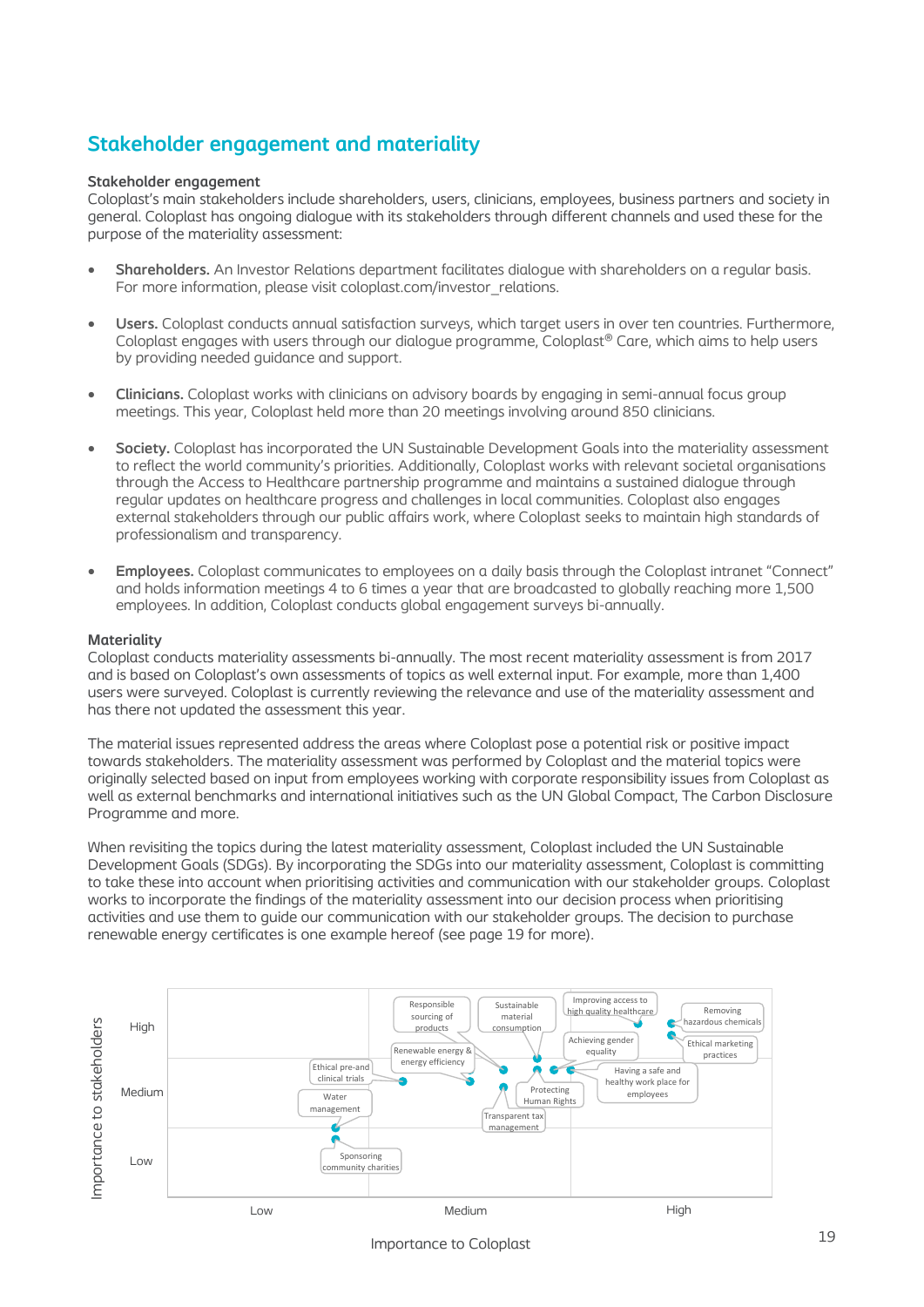## Stakeholder engagement and materiality

### Stakeholder engagement

Coloplast's main stakeholders include shareholders, users, clinicians, employees, business partners and society in general. Coloplast has ongoing dialogue with its stakeholders through different channels and used these for the purpose of the materiality assessment:

- **Shareholders.** An Investor Relations department facilitates dialogue with shareholders on a regular basis. For more information, please visit coloplast.com/investor_relations.
- **Users.** Coloplast conducts annual satisfaction surveys, which target users in over ten countries. Furthermore, Coloplast engages with users through our dialogue programme, Coloplast® Care, which aims to help users by providing needed guidance and support.
- **Clinicians.** Coloplast works with clinicians on advisory boards by engaging in semi-annual focus group meetings. This year, Coloplast held more than 20 meetings involving around 850 clinicians.
- **Society.** Coloplast has incorporated the UN Sustainable Development Goals into the materiality assessment to reflect the world community's priorities. Additionally, Coloplast works with relevant societal organisations through the Access to Healthcare partnership programme and maintains a sustained dialogue through regular updates on healthcare progress and challenges in local communities. Coloplast also engages external stakeholders through our public affairs work, where Coloplast seeks to maintain high standards of professionalism and transparency.
- **Employees.** Coloplast communicates to employees on a daily basis through the Coloplast intranet "Connect" and holds information meetings 4 to 6 times a year that are broadcasted to globally reaching more 1,500 employees. In addition, Coloplast conducts global engagement surveys bi-annually.

### Materiality

Coloplast conducts materiality assessments bi-annually. The most recent materiality assessment is from 2017 and is based on Coloplast's own assessments of topics as well external input. For example, more than 1,400 users were surveyed. Coloplast is currently reviewing the relevance and use of the materiality assessment and has there not updated the assessment this year.

The material issues represented address the areas where Coloplast pose a potential risk or positive impact towards stakeholders. The materiality assessment was performed by Coloplast and the material topics were originally selected based on input from employees working with corporate responsibility issues from Coloplast as well as external benchmarks and international initiatives such as the UN Global Compact, The Carbon Disclosure Programme and more.

When revisiting the topics during the latest materiality assessment, Coloplast included the UN Sustainable Development Goals (SDGs). By incorporating the SDGs into our materiality assessment, Coloplast is committing to take these into account when prioritising activities and communication with our stakeholder groups. Coloplast works to incorporate the findings of the materiality assessment into our decision process when prioritising activities and use them to guide our communication with our stakeholder groups. The decision to purchase renewable energy certificates is one example hereof (see page 19 for more).

Importance to stakeholders (Low / Medium / High) vs. Importance to Coloplast (Low / Medium / High)

- Responsible sourcing of products
- Sustainable material consumption
- Improving access to high quality healthcare
- Removing hazardous chemicals
- Achieving gender equality
- Ethical marketing practices
- Renewable energy & energy efficiency
- Ethical pre-and clinical trials
- Having a safe and healthy work place for employees
- Protecting Human Rights
- Water management
- Transparent tax management
- Sponsoring community charities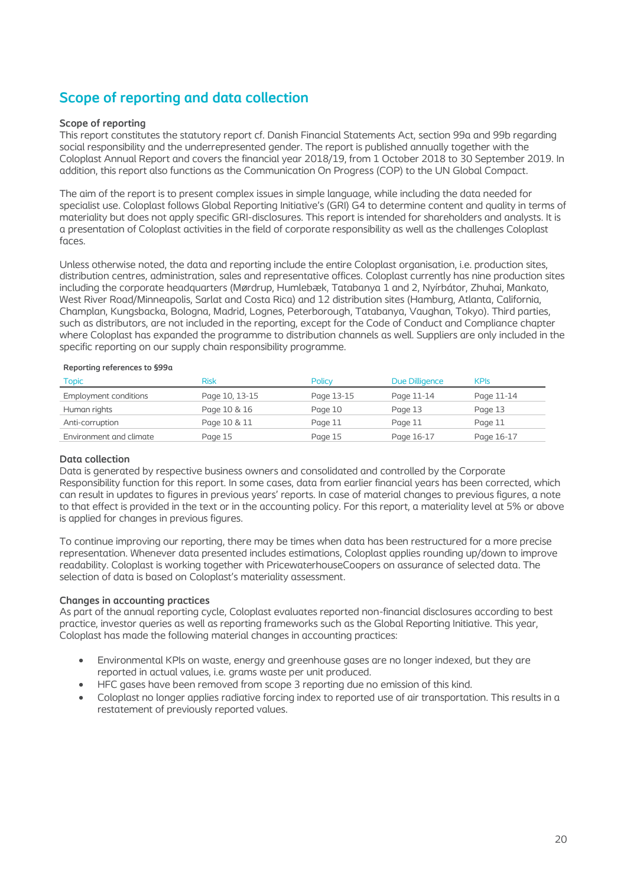# Scope of reporting and data collection

### Scope of reporting

This report constitutes the statutory report cf. Danish Financial Statements Act, section 99a and 99b regarding social responsibility and the underrepresented gender. The report is published annually together with the Coloplast Annual Report and covers the financial year 2018/19, from 1 October 2018 to 30 September 2019. In addition, this report also functions as the Communication On Progress (COP) to the UN Global Compact.

The aim of the report is to present complex issues in simple language, while including the data needed for specialist use. Coloplast follows Global Reporting Initiative's (GRI) G4 to determine content and quality in terms of materiality but does not apply specific GRI-disclosures. This report is intended for shareholders and analysts. It is a presentation of Coloplast activities in the field of corporate responsibility as well as the challenges Coloplast faces.

Unless otherwise noted, the data and reporting include the entire Coloplast organisation, i.e. production sites, distribution centres, administration, sales and representative offices. Coloplast currently has nine production sites including the corporate headquarters (Mørdrup, Humlebæk, Tatabanya 1 and 2, Nyírbátor, Zhuhai, Mankato, West River Road/Minneapolis, Sarlat and Costa Rica) and 12 distribution sites (Hamburg, Atlanta, California, Champlan, Kungsbacka, Bologna, Madrid, Lognes, Peterborough, Tatabanya, Vaughan, Tokyo). Third parties, such as distributors, are not included in the reporting, except for the Code of Conduct and Compliance chapter where Coloplast has expanded the programme to distribution channels as well. Suppliers are only included in the specific reporting on our supply chain responsibility programme.

**Reporting references to §99a**

| Topic | Risk | Policy | Due Dilligence | KPIs |
|---|---|---|---|---|
| Employment conditions | Page 10, 13-15 | Page 13-15 | Page 11-14 | Page 11-14 |
| Human rights | Page 10 & 16 | Page 10 | Page 13 | Page 13 |
| Anti-corruption | Page 10 & 11 | Page 11 | Page 11 | Page 11 |
| Environment and climate | Page 15 | Page 15 | Page 16-17 | Page 16-17 |

### Data collection

Data is generated by respective business owners and consolidated and controlled by the Corporate Responsibility function for this report. In some cases, data from earlier financial years has been corrected, which can result in updates to figures in previous years' reports. In case of material changes to previous figures, a note to that effect is provided in the text or in the accounting policy. For this report, a materiality level at 5% or above is applied for changes in previous figures.

To continue improving our reporting, there may be times when data has been restructured for a more precise representation. Whenever data presented includes estimations, Coloplast applies rounding up/down to improve readability. Coloplast is working together with PricewaterhouseCoopers on assurance of selected data. The selection of data is based on Coloplast's materiality assessment.

### Changes in accounting practices

As part of the annual reporting cycle, Coloplast evaluates reported non-financial disclosures according to best practice, investor queries as well as reporting frameworks such as the Global Reporting Initiative. This year, Coloplast has made the following material changes in accounting practices:

- Environmental KPIs on waste, energy and greenhouse gases are no longer indexed, but they are reported in actual values, i.e. grams waste per unit produced.
- HFC gases have been removed from scope 3 reporting due no emission of this kind.
- Coloplast no longer applies radiative forcing index to reported use of air transportation. This results in a restatement of previously reported values.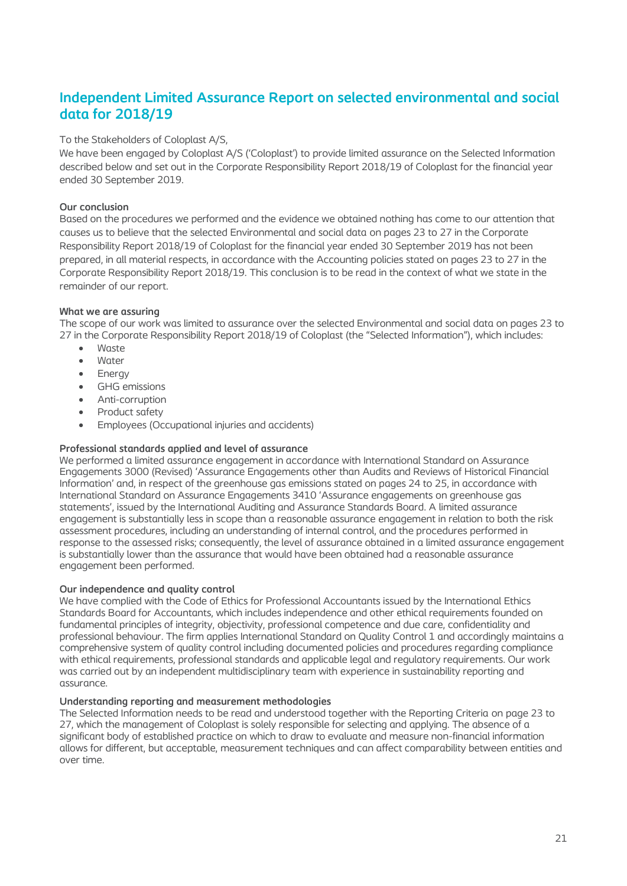## Independent Limited Assurance Report on selected environmental and social data for 2018/19

To the Stakeholders of Coloplast A/S,
We have been engaged by Coloplast A/S ('Coloplast') to provide limited assurance on the Selected Information described below and set out in the Corporate Responsibility Report 2018/19 of Coloplast for the financial year ended 30 September 2019.

**Our conclusion**
Based on the procedures we performed and the evidence we obtained nothing has come to our attention that causes us to believe that the selected Environmental and social data on pages 23 to 27 in the Corporate Responsibility Report 2018/19 of Coloplast for the financial year ended 30 September 2019 has not been prepared, in all material respects, in accordance with the Accounting policies stated on pages 23 to 27 in the Corporate Responsibility Report 2018/19. This conclusion is to be read in the context of what we state in the remainder of our report.

**What we are assuring**
The scope of our work was limited to assurance over the selected Environmental and social data on pages 23 to 27 in the Corporate Responsibility Report 2018/19 of Coloplast (the "Selected Information"), which includes:

- Waste
- Water
- Energy
- GHG emissions
- Anti-corruption
- Product safety
- Employees (Occupational injuries and accidents)

**Professional standards applied and level of assurance**
We performed a limited assurance engagement in accordance with International Standard on Assurance Engagements 3000 (Revised) 'Assurance Engagements other than Audits and Reviews of Historical Financial Information' and, in respect of the greenhouse gas emissions stated on pages 24 to 25, in accordance with International Standard on Assurance Engagements 3410 'Assurance engagements on greenhouse gas statements', issued by the International Auditing and Assurance Standards Board. A limited assurance engagement is substantially less in scope than a reasonable assurance engagement in relation to both the risk assessment procedures, including an understanding of internal control, and the procedures performed in response to the assessed risks; consequently, the level of assurance obtained in a limited assurance engagement is substantially lower than the assurance that would have been obtained had a reasonable assurance engagement been performed.

**Our independence and quality control**
We have complied with the Code of Ethics for Professional Accountants issued by the International Ethics Standards Board for Accountants, which includes independence and other ethical requirements founded on fundamental principles of integrity, objectivity, professional competence and due care, confidentiality and professional behaviour. The firm applies International Standard on Quality Control 1 and accordingly maintains a comprehensive system of quality control including documented policies and procedures regarding compliance with ethical requirements, professional standards and applicable legal and regulatory requirements. Our work was carried out by an independent multidisciplinary team with experience in sustainability reporting and assurance.

**Understanding reporting and measurement methodologies**
The Selected Information needs to be read and understood together with the Reporting Criteria on page 23 to 27, which the management of Coloplast is solely responsible for selecting and applying. The absence of a significant body of established practice on which to draw to evaluate and measure non-financial information allows for different, but acceptable, measurement techniques and can affect comparability between entities and over time.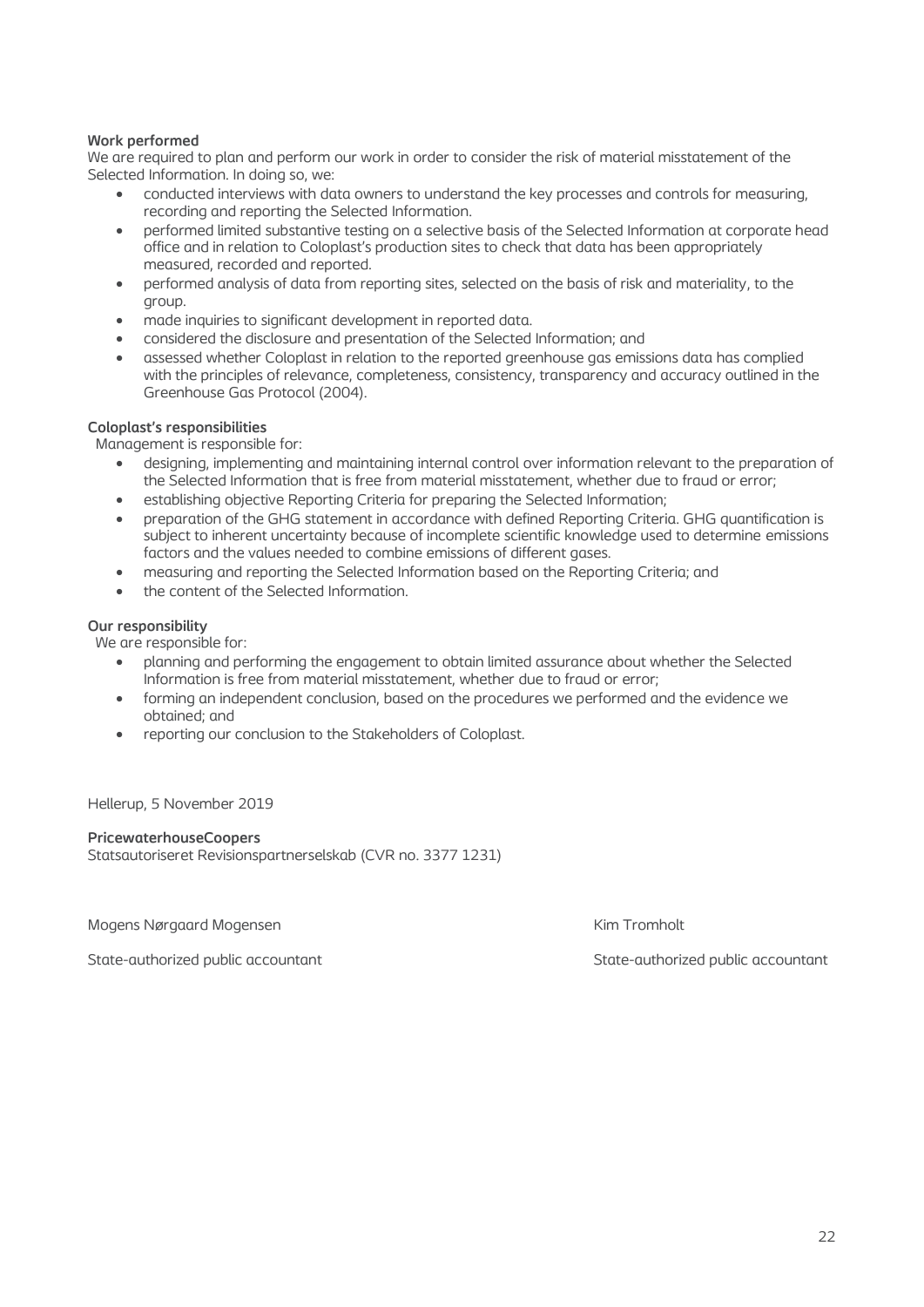**Work performed**

We are required to plan and perform our work in order to consider the risk of material misstatement of the Selected Information. In doing so, we:

- conducted interviews with data owners to understand the key processes and controls for measuring, recording and reporting the Selected Information.
- performed limited substantive testing on a selective basis of the Selected Information at corporate head office and in relation to Coloplast's production sites to check that data has been appropriately measured, recorded and reported.
- performed analysis of data from reporting sites, selected on the basis of risk and materiality, to the group.
- made inquiries to significant development in reported data.
- considered the disclosure and presentation of the Selected Information; and
- assessed whether Coloplast in relation to the reported greenhouse gas emissions data has complied with the principles of relevance, completeness, consistency, transparency and accuracy outlined in the Greenhouse Gas Protocol (2004).

**Coloplast's responsibilities**

Management is responsible for:

- designing, implementing and maintaining internal control over information relevant to the preparation of the Selected Information that is free from material misstatement, whether due to fraud or error;
- establishing objective Reporting Criteria for preparing the Selected Information;
- preparation of the GHG statement in accordance with defined Reporting Criteria. GHG quantification is subject to inherent uncertainty because of incomplete scientific knowledge used to determine emissions factors and the values needed to combine emissions of different gases.
- measuring and reporting the Selected Information based on the Reporting Criteria; and
- the content of the Selected Information.

**Our responsibility**

We are responsible for:

- planning and performing the engagement to obtain limited assurance about whether the Selected Information is free from material misstatement, whether due to fraud or error;
- forming an independent conclusion, based on the procedures we performed and the evidence we obtained; and
- reporting our conclusion to the Stakeholders of Coloplast.

Hellerup, 5 November 2019

**PricewaterhouseCoopers**
Statsautoriseret Revisionspartnerselskab (CVR no. 3377 1231)

Mogens Nørgaard Mogensen
State-authorized public accountant

Kim Tromholt
State-authorized public accountant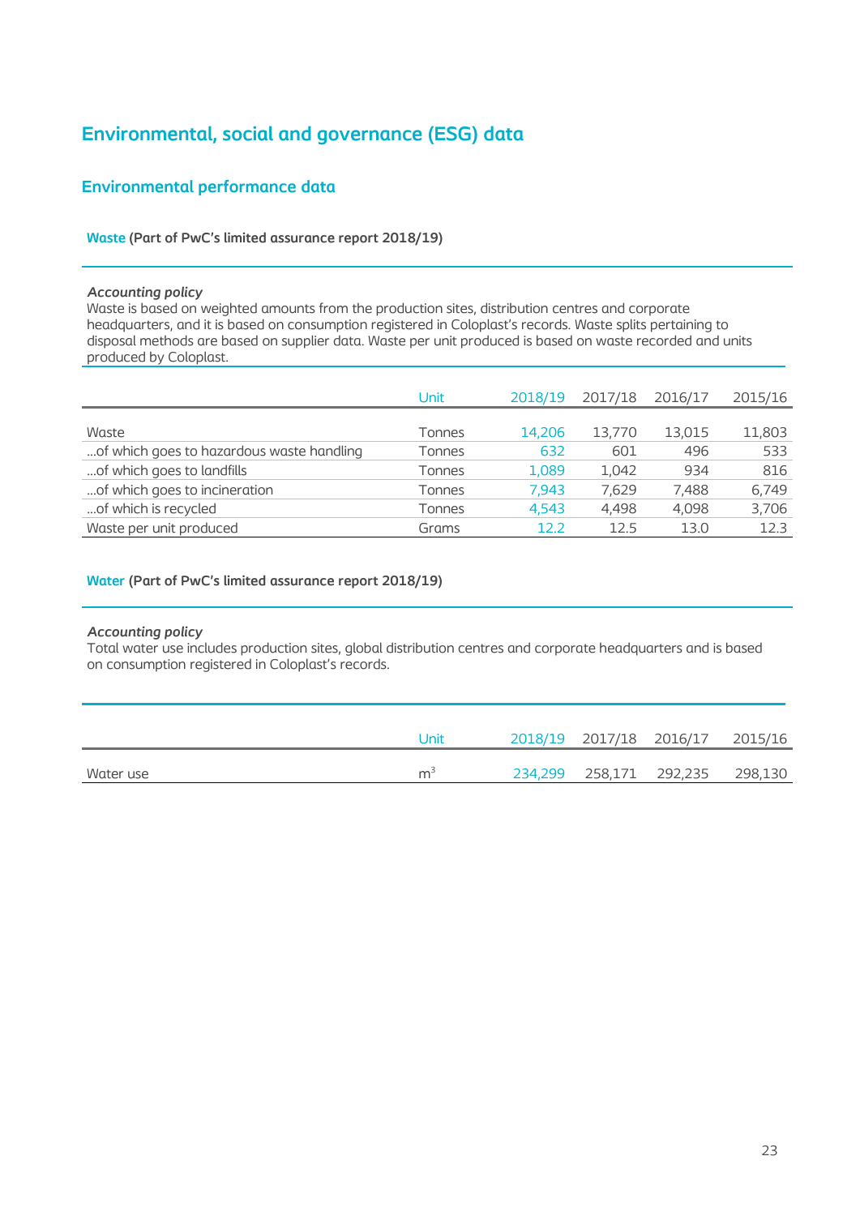# Environmental, social and governance (ESG) data

## Environmental performance data

### Waste (Part of PwC's limited assurance report 2018/19)

*Accounting policy*
Waste is based on weighted amounts from the production sites, distribution centres and corporate headquarters, and it is based on consumption registered in Coloplast's records. Waste splits pertaining to disposal methods are based on supplier data. Waste per unit produced is based on waste recorded and units produced by Coloplast.

| | Unit | 2018/19 | 2017/18 | 2016/17 | 2015/16 |
|---|---|---|---|---|---|
| Waste | Tonnes | 14,206 | 13,770 | 13,015 | 11,803 |
| ...of which goes to hazardous waste handling | Tonnes | 632 | 601 | 496 | 533 |
| ...of which goes to landfills | Tonnes | 1,089 | 1,042 | 934 | 816 |
| ...of which goes to incineration | Tonnes | 7,943 | 7,629 | 7,488 | 6,749 |
| ...of which is recycled | Tonnes | 4,543 | 4,498 | 4,098 | 3,706 |
| Waste per unit produced | Grams | 12.2 | 12.5 | 13.0 | 12.3 |

### Water (Part of PwC's limited assurance report 2018/19)

*Accounting policy*
Total water use includes production sites, global distribution centres and corporate headquarters and is based on consumption registered in Coloplast's records.

| | Unit | 2018/19 | 2017/18 | 2016/17 | 2015/16 |
|---|---|---|---|---|---|
| Water use | $m^3$ | 234,299 | 258,171 | 292,235 | 298,130 |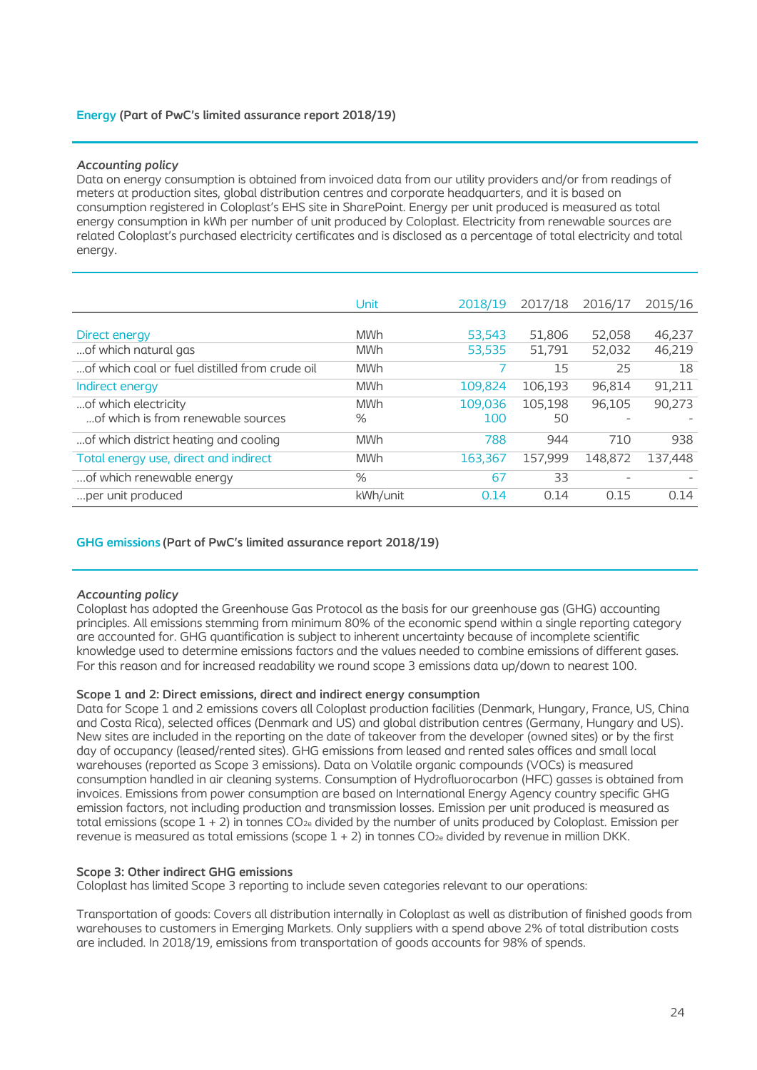## Energy (Part of PwC's limited assurance report 2018/19)

***Accounting policy***
Data on energy consumption is obtained from invoiced data from our utility providers and/or from readings of meters at production sites, global distribution centres and corporate headquarters, and it is based on consumption registered in Coloplast's EHS site in SharePoint. Energy per unit produced is measured as total energy consumption in kWh per number of unit produced by Coloplast. Electricity from renewable sources are related Coloplast's purchased electricity certificates and is disclosed as a percentage of total electricity and total energy.

| | Unit | 2018/19 | 2017/18 | 2016/17 | 2015/16 |
|---|---|---|---|---|---|
| Direct energy | MWh | 53,543 | 51,806 | 52,058 | 46,237 |
| ...of which natural gas | MWh | 53,535 | 51,791 | 52,032 | 46,219 |
| ...of which coal or fuel distilled from crude oil | MWh | 7 | 15 | 25 | 18 |
| Indirect energy | MWh | 109,824 | 106,193 | 96,814 | 91,211 |
| ...of which electricity | MWh | 109,036 | 105,198 | 96,105 | 90,273 |
| ...of which is from renewable sources | % | 100 | 50 | - | - |
| ...of which district heating and cooling | MWh | 788 | 944 | 710 | 938 |
| Total energy use, direct and indirect | MWh | 163,367 | 157,999 | 148,872 | 137,448 |
| ...of which renewable energy | % | 67 | 33 | - | - |
| ...per unit produced | kWh/unit | 0.14 | 0.14 | 0.15 | 0.14 |

## GHG emissions (Part of PwC's limited assurance report 2018/19)

***Accounting policy***
Coloplast has adopted the Greenhouse Gas Protocol as the basis for our greenhouse gas (GHG) accounting principles. All emissions stemming from minimum 80% of the economic spend within a single reporting category are accounted for. GHG quantification is subject to inherent uncertainty because of incomplete scientific knowledge used to determine emissions factors and the values needed to combine emissions of different gases. For this reason and for increased readability we round scope 3 emissions data up/down to nearest 100.

**Scope 1 and 2: Direct emissions, direct and indirect energy consumption**
Data for Scope 1 and 2 emissions covers all Coloplast production facilities (Denmark, Hungary, France, US, China and Costa Rica), selected offices (Denmark and US) and global distribution centres (Germany, Hungary and US). New sites are included in the reporting on the date of takeover from the developer (owned sites) or by the first day of occupancy (leased/rented sites). GHG emissions from leased and rented sales offices and small local warehouses (reported as Scope 3 emissions). Data on Volatile organic compounds (VOCs) is measured consumption handled in air cleaning systems. Consumption of Hydrofluorocarbon (HFC) gasses is obtained from invoices. Emissions from power consumption are based on International Energy Agency country specific GHG emission factors, not including production and transmission losses. Emission per unit produced is measured as total emissions (scope 1 + 2) in tonnes $CO_{2e}$ divided by the number of units produced by Coloplast. Emission per revenue is measured as total emissions (scope 1 + 2) in tonnes $CO_{2e}$ divided by revenue in million DKK.

**Scope 3: Other indirect GHG emissions**
Coloplast has limited Scope 3 reporting to include seven categories relevant to our operations:

Transportation of goods: Covers all distribution internally in Coloplast as well as distribution of finished goods from warehouses to customers in Emerging Markets. Only suppliers with a spend above 2% of total distribution costs are included. In 2018/19, emissions from transportation of goods accounts for 98% of spends.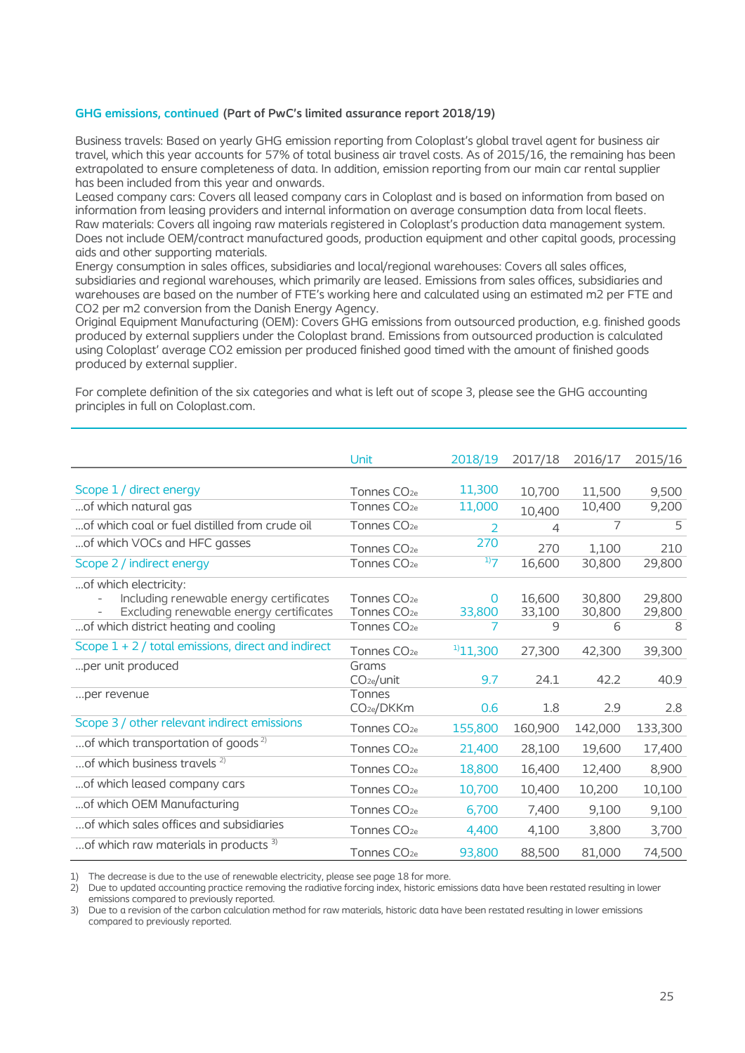**GHG emissions, continued** **(Part of PwC's limited assurance report 2018/19)**

Business travels: Based on yearly GHG emission reporting from Coloplast's global travel agent for business air travel, which this year accounts for 57% of total business air travel costs. As of 2015/16, the remaining has been extrapolated to ensure completeness of data. In addition, emission reporting from our main car rental supplier has been included from this year and onwards.
Leased company cars: Covers all leased company cars in Coloplast and is based on information from based on information from leasing providers and internal information on average consumption data from local fleets.
Raw materials: Covers all ingoing raw materials registered in Coloplast's production data management system. Does not include OEM/contract manufactured goods, production equipment and other capital goods, processing aids and other supporting materials.
Energy consumption in sales offices, subsidiaries and local/regional warehouses: Covers all sales offices, subsidiaries and regional warehouses, which primarily are leased. Emissions from sales offices, subsidiaries and warehouses are based on the number of FTE's working here and calculated using an estimated m2 per FTE and CO2 per m2 conversion from the Danish Energy Agency.
Original Equipment Manufacturing (OEM): Covers GHG emissions from outsourced production, e.g. finished goods produced by external suppliers under the Coloplast brand. Emissions from outsourced production is calculated using Coloplast' average CO2 emission per produced finished good timed with the amount of finished goods produced by external supplier.

For complete definition of the six categories and what is left out of scope 3, please see the GHG accounting principles in full on Coloplast.com.

| | Unit | 2018/19 | 2017/18 | 2016/17 | 2015/16 |
|---|---|---|---|---|---|
| Scope 1 / direct energy | Tonnes $CO_{2e}$ | 11,300 | 10,700 | 11,500 | 9,500 |
| ...of which natural gas | Tonnes $CO_{2e}$ | 11,000 | 10,400 | 10,400 | 9,200 |
| ...of which coal or fuel distilled from crude oil | Tonnes $CO_{2e}$ | 2 | 4 | 7 | 5 |
| ...of which VOCs and HFC gasses | Tonnes $CO_{2e}$ | 270 | 270 | 1,100 | 210 |
| Scope 2 / indirect energy | Tonnes $CO_{2e}$ | [1]7 | 16,600 | 30,800 | 29,800 |
| ...of which electricity: | | | | | |
| - Including renewable energy certificates | Tonnes $CO_{2e}$ | 0 | 16,600 | 30,800 | 29,800 |
| - Excluding renewable energy certificates | Tonnes $CO_{2e}$ | 33,800 | 33,100 | 30,800 | 29,800 |
| ...of which district heating and cooling | Tonnes $CO_{2e}$ | 7 | 9 | 6 | 8 |
| Scope 1 + 2 / total emissions, direct and indirect | Tonnes $CO_{2e}$ | [1]11,300 | 27,300 | 42,300 | 39,300 |
| ...per unit produced | Grams $CO_{2e}$/unit | 9.7 | 24.1 | 42.2 | 40.9 |
| ...per revenue | Tonnes $CO_{2e}$/DKKm | 0.6 | 1.8 | 2.9 | 2.8 |
| Scope 3 / other relevant indirect emissions | Tonnes $CO_{2e}$ | 155,800 | 160,900 | 142,000 | 133,300 |
| ...of which transportation of goods [2] | Tonnes $CO_{2e}$ | 21,400 | 28,100 | 19,600 | 17,400 |
| ...of which business travels [2] | Tonnes $CO_{2e}$ | 18,800 | 16,400 | 12,400 | 8,900 |
| ...of which leased company cars | Tonnes $CO_{2e}$ | 10,700 | 10,400 | 10,200 | 10,100 |
| ...of which OEM Manufacturing | Tonnes $CO_{2e}$ | 6,700 | 7,400 | 9,100 | 9,100 |
| ...of which sales offices and subsidiaries | Tonnes $CO_{2e}$ | 4,400 | 4,100 | 3,800 | 3,700 |
| ...of which raw materials in products [3] | Tonnes $CO_{2e}$ | 93,800 | 88,500 | 81,000 | 74,500 |

1) The decrease is due to the use of renewable electricity, please see page 18 for more.
2) Due to updated accounting practice removing the radiative forcing index, historic emissions data have been restated resulting in lower emissions compared to previously reported.
3) Due to a revision of the carbon calculation method for raw materials, historic data have been restated resulting in lower emissions compared to previously reported.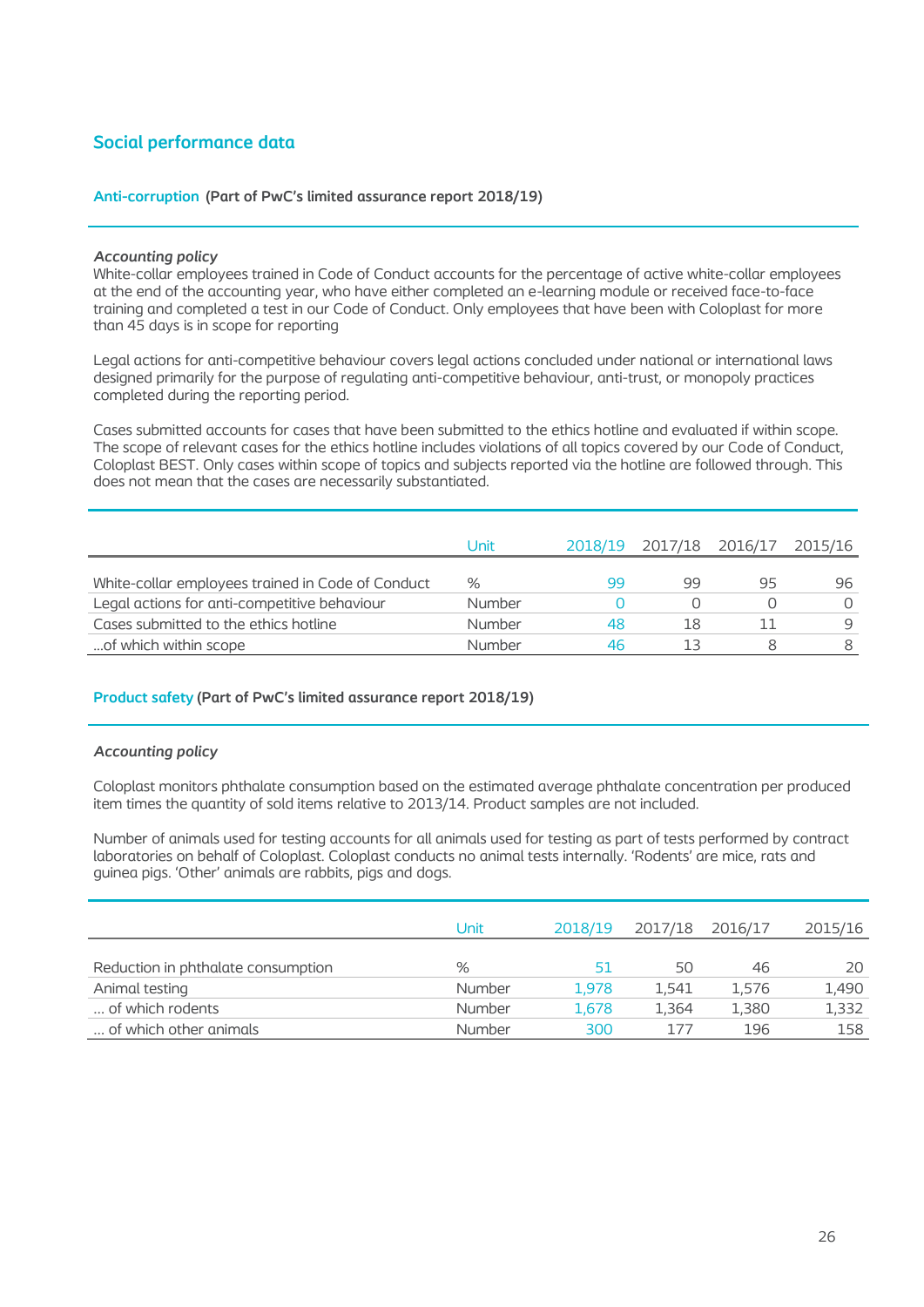## Social performance data

### Anti-corruption (Part of PwC's limited assurance report 2018/19)

*Accounting policy*

White-collar employees trained in Code of Conduct accounts for the percentage of active white-collar employees at the end of the accounting year, who have either completed an e-learning module or received face-to-face training and completed a test in our Code of Conduct. Only employees that have been with Coloplast for more than 45 days is in scope for reporting

Legal actions for anti-competitive behaviour covers legal actions concluded under national or international laws designed primarily for the purpose of regulating anti-competitive behaviour, anti-trust, or monopoly practices completed during the reporting period.

Cases submitted accounts for cases that have been submitted to the ethics hotline and evaluated if within scope. The scope of relevant cases for the ethics hotline includes violations of all topics covered by our Code of Conduct, Coloplast BEST. Only cases within scope of topics and subjects reported via the hotline are followed through. This does not mean that the cases are necessarily substantiated.

| | Unit | 2018/19 | 2017/18 | 2016/17 | 2015/16 |
|---|---|---|---|---|---|
| White-collar employees trained in Code of Conduct | % | 99 | 99 | 95 | 96 |
| Legal actions for anti-competitive behaviour | Number | 0 | 0 | 0 | 0 |
| Cases submitted to the ethics hotline | Number | 48 | 18 | 11 | 9 |
| ...of which within scope | Number | 46 | 13 | 8 | 8 |

### Product safety (Part of PwC's limited assurance report 2018/19)

*Accounting policy*

Coloplast monitors phthalate consumption based on the estimated average phthalate concentration per produced item times the quantity of sold items relative to 2013/14. Product samples are not included.

Number of animals used for testing accounts for all animals used for testing as part of tests performed by contract laboratories on behalf of Coloplast. Coloplast conducts no animal tests internally. 'Rodents' are mice, rats and guinea pigs. 'Other' animals are rabbits, pigs and dogs.

| | Unit | 2018/19 | 2017/18 | 2016/17 | 2015/16 |
|---|---|---|---|---|---|
| Reduction in phthalate consumption | % | 51 | 50 | 46 | 20 |
| Animal testing | Number | 1,978 | 1,541 | 1,576 | 1,490 |
| ... of which rodents | Number | 1,678 | 1,364 | 1,380 | 1,332 |
| ... of which other animals | Number | 300 | 177 | 196 | 158 |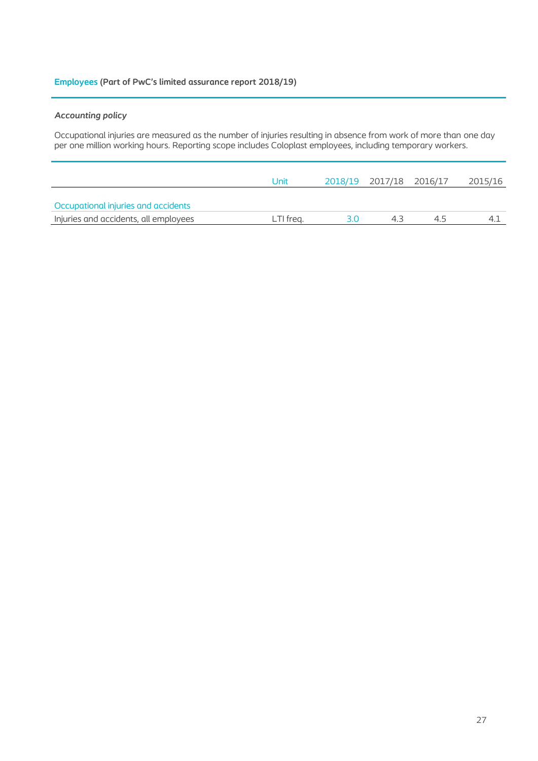## Employees (Part of PwC's limited assurance report 2018/19)

*Accounting policy*

Occupational injuries are measured as the number of injuries resulting in absence from work of more than one day per one million working hours. Reporting scope includes Coloplast employees, including temporary workers.

| | Unit | 2018/19 | 2017/18 | 2016/17 | 2015/16 |
|---|---|---|---|---|---|
| Occupational injuries and accidents | | | | | |
| Injuries and accidents, all employees | LTI freq. | 3.0 | 4.3 | 4.5 | 4.1 |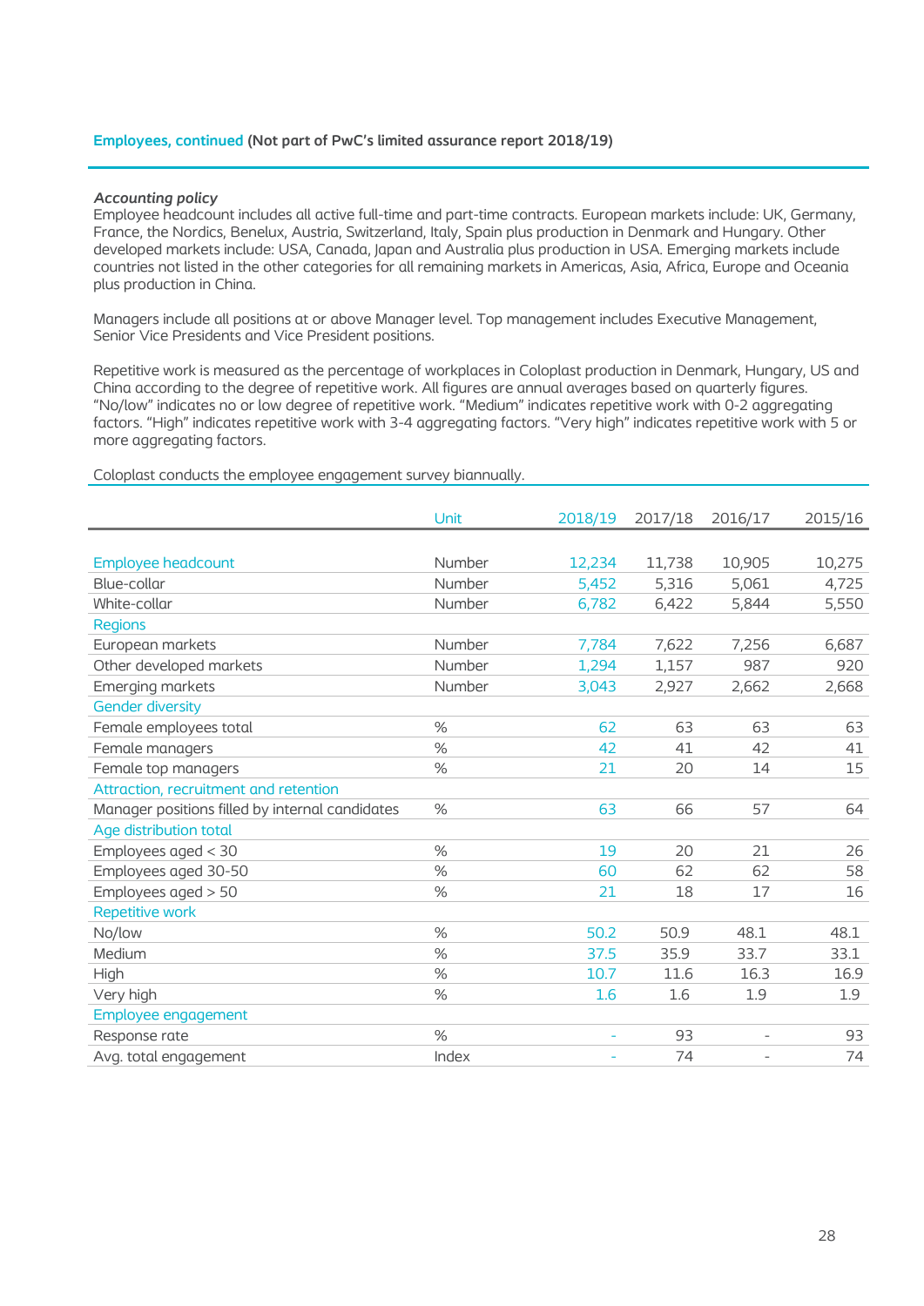## Employees, continued (Not part of PwC's limited assurance report 2018/19)

*Accounting policy*

Employee headcount includes all active full-time and part-time contracts. European markets include: UK, Germany, France, the Nordics, Benelux, Austria, Switzerland, Italy, Spain plus production in Denmark and Hungary. Other developed markets include: USA, Canada, Japan and Australia plus production in USA. Emerging markets include countries not listed in the other categories for all remaining markets in Americas, Asia, Africa, Europe and Oceania plus production in China.

Managers include all positions at or above Manager level. Top management includes Executive Management, Senior Vice Presidents and Vice President positions.

Repetitive work is measured as the percentage of workplaces in Coloplast production in Denmark, Hungary, US and China according to the degree of repetitive work. All figures are annual averages based on quarterly figures. "No/low" indicates no or low degree of repetitive work. "Medium" indicates repetitive work with 0-2 aggregating factors. "High" indicates repetitive work with 3-4 aggregating factors. "Very high" indicates repetitive work with 5 or more aggregating factors.

Coloplast conducts the employee engagement survey biannually.

| | Unit | 2018/19 | 2017/18 | 2016/17 | 2015/16 |
|---|---|---|---|---|---|
| Employee headcount | Number | 12,234 | 11,738 | 10,905 | 10,275 |
| Blue-collar | Number | 5,452 | 5,316 | 5,061 | 4,725 |
| White-collar | Number | 6,782 | 6,422 | 5,844 | 5,550 |
| Regions | | | | | |
| European markets | Number | 7,784 | 7,622 | 7,256 | 6,687 |
| Other developed markets | Number | 1,294 | 1,157 | 987 | 920 |
| Emerging markets | Number | 3,043 | 2,927 | 2,662 | 2,668 |
| Gender diversity | | | | | |
| Female employees total | % | 62 | 63 | 63 | 63 |
| Female managers | % | 42 | 41 | 42 | 41 |
| Female top managers | % | 21 | 20 | 14 | 15 |
| Attraction, recruitment and retention | | | | | |
| Manager positions filled by internal candidates | % | 63 | 66 | 57 | 64 |
| Age distribution total | | | | | |
| Employees aged < 30 | % | 19 | 20 | 21 | 26 |
| Employees aged 30-50 | % | 60 | 62 | 62 | 58 |
| Employees aged > 50 | % | 21 | 18 | 17 | 16 |
| Repetitive work | | | | | |
| No/low | % | 50.2 | 50.9 | 48.1 | 48.1 |
| Medium | % | 37.5 | 35.9 | 33.7 | 33.1 |
| High | % | 10.7 | 11.6 | 16.3 | 16.9 |
| Very high | % | 1.6 | 1.6 | 1.9 | 1.9 |
| Employee engagement | | | | | |
| Response rate | % | - | 93 | - | 93 |
| Avg. total engagement | Index | - | 74 | - | 74 |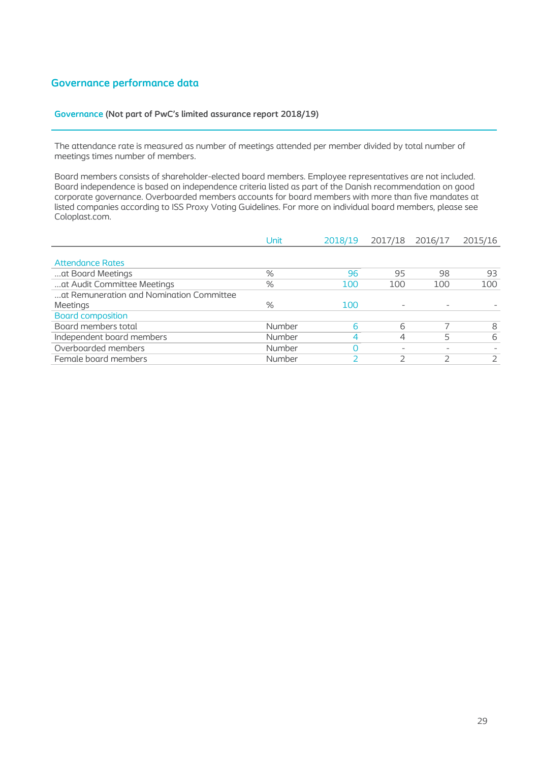## Governance performance data

### Governance (Not part of PwC's limited assurance report 2018/19)

The attendance rate is measured as number of meetings attended per member divided by total number of meetings times number of members.

Board members consists of shareholder-elected board members. Employee representatives are not included. Board independence is based on independence criteria listed as part of the Danish recommendation on good corporate governance. Overboarded members accounts for board members with more than five mandates at listed companies according to ISS Proxy Voting Guidelines. For more on individual board members, please see Coloplast.com.

| | Unit | 2018/19 | 2017/18 | 2016/17 | 2015/16 |
|---|---|---|---|---|---|
| **Attendance Rates** | | | | | |
| ...at Board Meetings | % | 96 | 95 | 98 | 93 |
| ...at Audit Committee Meetings | % | 100 | 100 | 100 | 100 |
| ...at Remuneration and Nomination Committee Meetings | % | 100 | - | - | - |
| **Board composition** | | | | | |
| Board members total | Number | 6 | 6 | 7 | 8 |
| Independent board members | Number | 4 | 4 | 5 | 6 |
| Overboarded members | Number | 0 | - | - | - |
| Female board members | Number | 2 | 2 | 2 | 2 |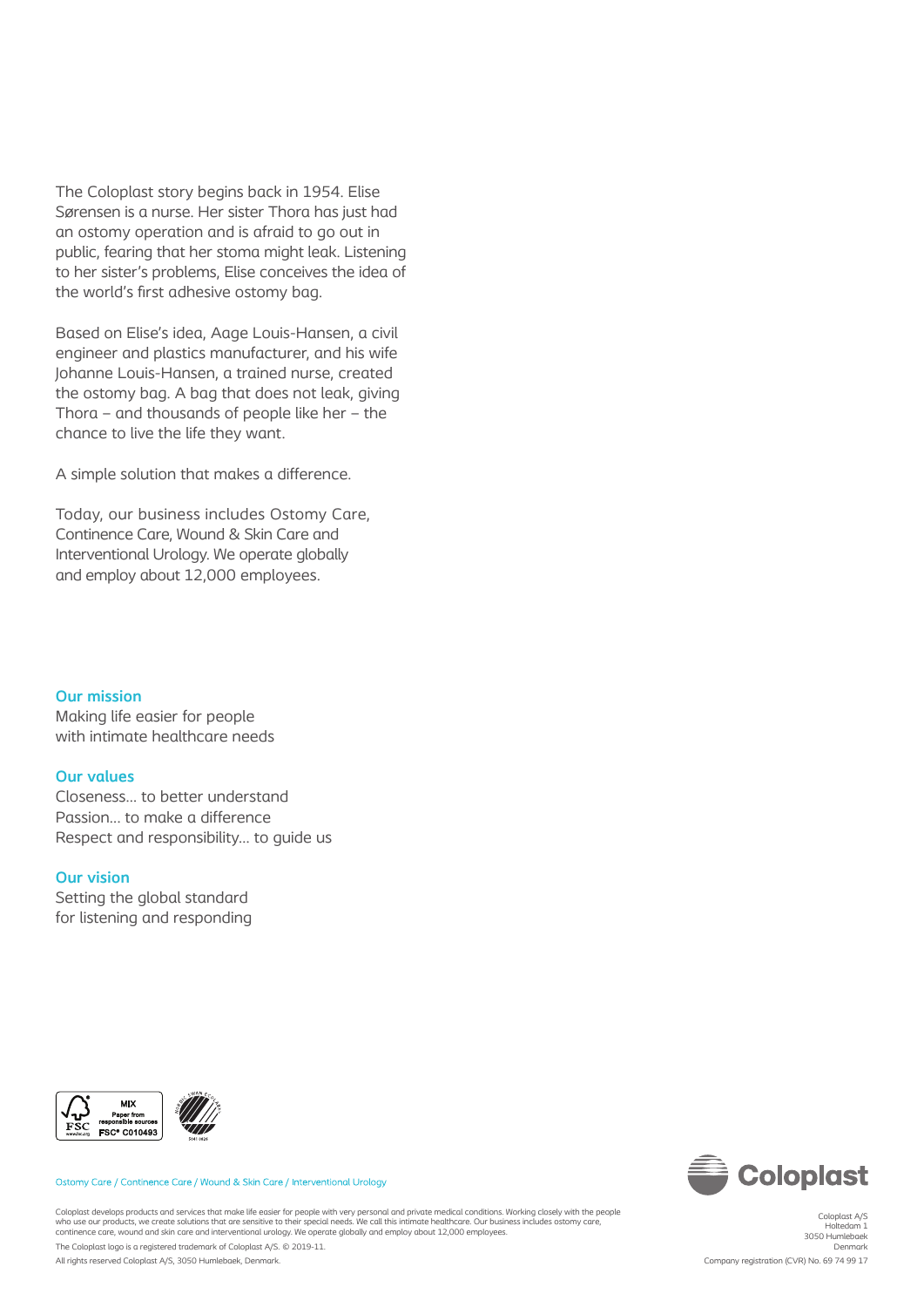The Coloplast story begins back in 1954. Elise Sørensen is a nurse. Her sister Thora has just had an ostomy operation and is afraid to go out in public, fearing that her stoma might leak. Listening to her sister's problems, Elise conceives the idea of the world's first adhesive ostomy bag.

Based on Elise's idea, Aage Louis-Hansen, a civil engineer and plastics manufacturer, and his wife Johanne Louis-Hansen, a trained nurse, created the ostomy bag. A bag that does not leak, giving Thora – and thousands of people like her – the chance to live the life they want.

A simple solution that makes a difference.

Today, our business includes Ostomy Care, Continence Care, Wound & Skin Care and Interventional Urology. We operate globally and employ about 12,000 employees.

**Our mission**
Making life easier for people with intimate healthcare needs

**Our values**
Closeness… to better understand
Passion… to make a difference
Respect and responsibility… to guide us

**Our vision**
Setting the global standard for listening and responding

MIX
Paper from responsible sources
FSC® C010493

Ostomy Care / Continence Care / Wound & Skin Care / Interventional Urology

Coloplast

Coloplast develops products and services that make life easier for people with very personal and private medical conditions. Working closely with the people who use our products, we create solutions that are sensitive to their special needs. We call this intimate healthcare. Our business includes ostomy care, continence care, wound and skin care and interventional urology. We operate globally and employ about 12,000 employees.

The Coloplast logo is a registered trademark of Coloplast A/S. © 2019-11.
All rights reserved Coloplast A/S, 3050 Humlebaek, Denmark.

Coloplast A/S
Holtedam 1
3050 Humlebaek
Denmark
Company registration (CVR) No. 69 74 99 17